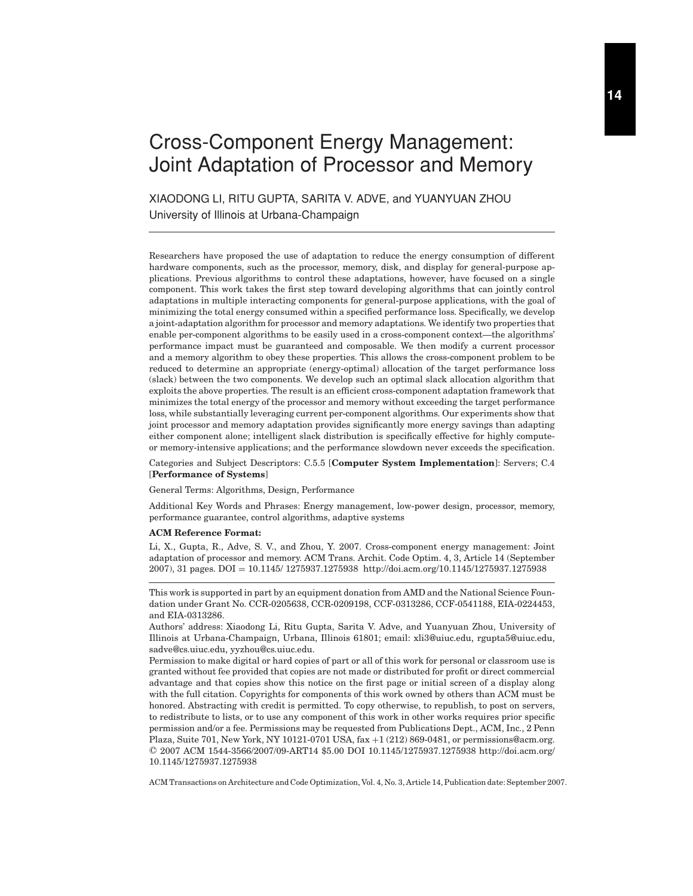# Cross-Component Energy Management: Joint Adaptation of Processor and Memory

XIAODONG LI, RITU GUPTA, SARITA V. ADVE, and YUANYUAN ZHOU
University of Illinois at Urbana-Champaign

---

Researchers have proposed the use of adaptation to reduce the energy consumption of different hardware components, such as the processor, memory, disk, and display for general-purpose applications. Previous algorithms to control these adaptations, however, have focused on a single component. This work takes the first step toward developing algorithms that can jointly control adaptations in multiple interacting components for general-purpose applications, with the goal of minimizing the total energy consumed within a specified performance loss. Specifically, we develop a joint-adaptation algorithm for processor and memory adaptations. We identify two properties that enable per-component algorithms to be easily used in a cross-component context—the algorithms' performance impact must be guaranteed and composable. We then modify a current processor and a memory algorithm to obey these properties. This allows the cross-component problem to be reduced to determine an appropriate (energy-optimal) allocation of the target performance loss (slack) between the two components. We develop such an optimal slack allocation algorithm that exploits the above properties. The result is an efficient cross-component adaptation framework that minimizes the total energy of the processor and memory without exceeding the target performance loss, while substantially leveraging current per-component algorithms. Our experiments show that joint processor and memory adaptation provides significantly more energy savings than adapting either component alone; intelligent slack distribution is specifically effective for highly compute- or memory-intensive applications; and the performance slowdown never exceeds the specification.

Categories and Subject Descriptors: C.5.5 [**Computer System Implementation**]: Servers; C.4 [**Performance of Systems**]

General Terms: Algorithms, Design, Performance

Additional Key Words and Phrases: Energy management, low-power design, processor, memory, performance guarantee, control algorithms, adaptive systems

**ACM Reference Format:**

Li, X., Gupta, R., Adve, S. V., and Zhou, Y. 2007. Cross-component energy management: Joint adaptation of processor and memory. ACM Trans. Archit. Code Optim. 4, 3, Article 14 (September 2007), 31 pages. DOI = 10.1145/ 1275937.1275938 http://doi.acm.org/10.1145/1275937.1275938

---

This work is supported in part by an equipment donation from AMD and the National Science Foundation under Grant No. CCR-0205638, CCR-0209198, CCF-0313286, CCF-0541188, EIA-0224453, and EIA-0313286.

Authors' address: Xiaodong Li, Ritu Gupta, Sarita V. Adve, and Yuanyuan Zhou, University of Illinois at Urbana-Champaign, Urbana, Illinois 61801; email: xli3@uiuc.edu, rgupta5@uiuc.edu, sadve@cs.uiuc.edu, yyzhou@cs.uiuc.edu.

Permission to make digital or hard copies of part or all of this work for personal or classroom use is granted without fee provided that copies are not made or distributed for profit or direct commercial advantage and that copies show this notice on the first page or initial screen of a display along with the full citation. Copyrights for components of this work owned by others than ACM must be honored. Abstracting with credit is permitted. To copy otherwise, to republish, to post on servers, to redistribute to lists, or to use any component of this work in other works requires prior specific permission and/or a fee. Permissions may be requested from Publications Dept., ACM, Inc., 2 Penn Plaza, Suite 701, New York, NY 10121-0701 USA, fax +1 (212) 869-0481, or permissions@acm.org.
© 2007 ACM 1544-3566/2007/09-ART14 $5.00 DOI 10.1145/1275937.1275938 http://doi.acm.org/10.1145/1275937.1275938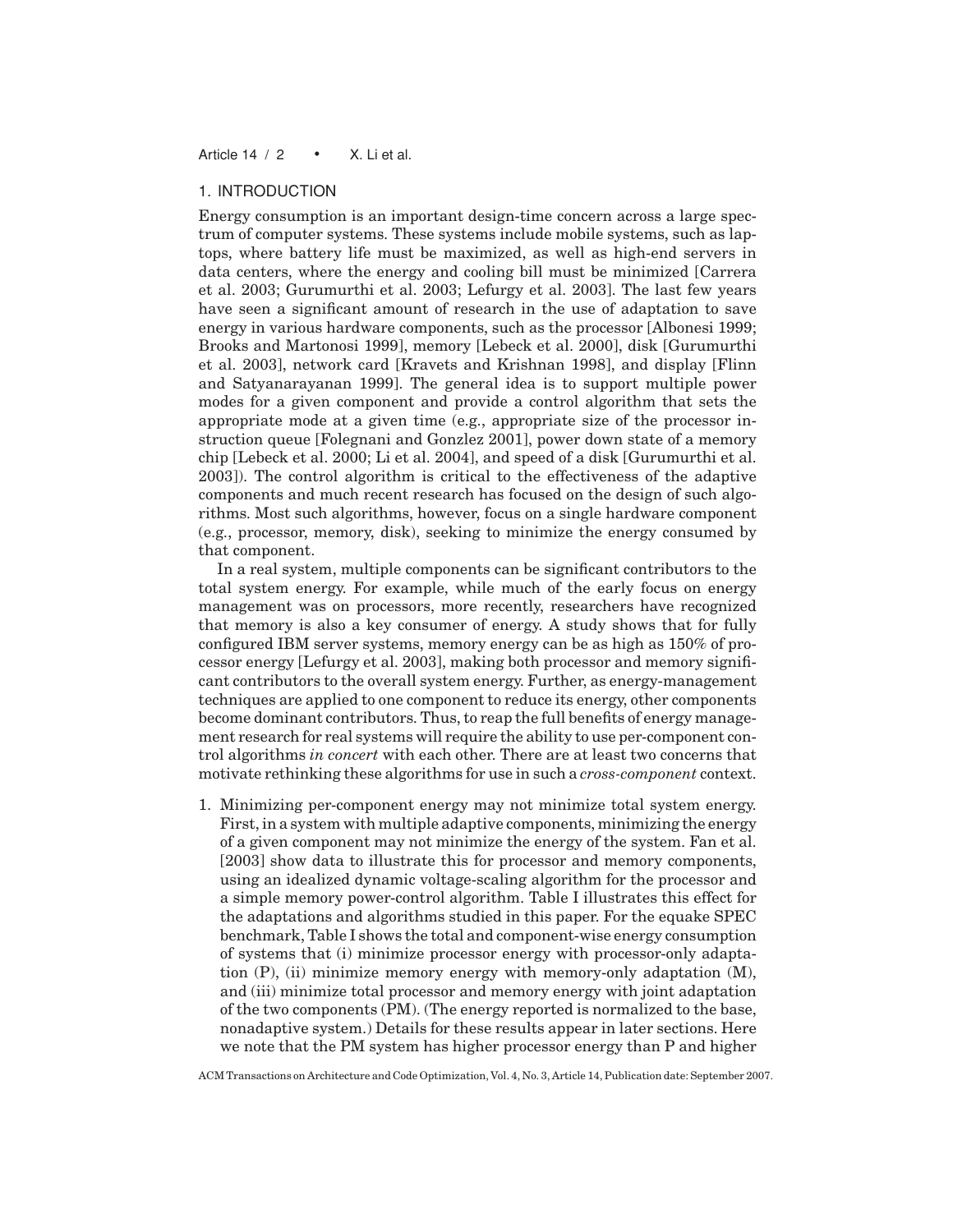## 1. INTRODUCTION

Energy consumption is an important design-time concern across a large spectrum of computer systems. These systems include mobile systems, such as laptops, where battery life must be maximized, as well as high-end servers in data centers, where the energy and cooling bill must be minimized [Carrera et al. 2003; Gurumurthi et al. 2003; Lefurgy et al. 2003]. The last few years have seen a significant amount of research in the use of adaptation to save energy in various hardware components, such as the processor [Albonesi 1999; Brooks and Martonosi 1999], memory [Lebeck et al. 2000], disk [Gurumurthi et al. 2003], network card [Kravets and Krishnan 1998], and display [Flinn and Satyanarayanan 1999]. The general idea is to support multiple power modes for a given component and provide a control algorithm that sets the appropriate mode at a given time (e.g., appropriate size of the processor instruction queue [Folegnani and Gonzlez 2001], power down state of a memory chip [Lebeck et al. 2000; Li et al. 2004], and speed of a disk [Gurumurthi et al. 2003]). The control algorithm is critical to the effectiveness of the adaptive components and much recent research has focused on the design of such algorithms. Most such algorithms, however, focus on a single hardware component (e.g., processor, memory, disk), seeking to minimize the energy consumed by that component.

In a real system, multiple components can be significant contributors to the total system energy. For example, while much of the early focus on energy management was on processors, more recently, researchers have recognized that memory is also a key consumer of energy. A study shows that for fully configured IBM server systems, memory energy can be as high as 150% of processor energy [Lefurgy et al. 2003], making both processor and memory significant contributors to the overall system energy. Further, as energy-management techniques are applied to one component to reduce its energy, other components become dominant contributors. Thus, to reap the full benefits of energy management research for real systems will require the ability to use per-component control algorithms *in concert* with each other. There are at least two concerns that motivate rethinking these algorithms for use in such a *cross-component* context.

1. Minimizing per-component energy may not minimize total system energy. First, in a system with multiple adaptive components, minimizing the energy of a given component may not minimize the energy of the system. Fan et al. [2003] show data to illustrate this for processor and memory components, using an idealized dynamic voltage-scaling algorithm for the processor and a simple memory power-control algorithm. Table I illustrates this effect for the adaptations and algorithms studied in this paper. For the equake SPEC benchmark, Table I shows the total and component-wise energy consumption of systems that (i) minimize processor energy with processor-only adaptation (P), (ii) minimize memory energy with memory-only adaptation (M), and (iii) minimize total processor and memory energy with joint adaptation of the two components (PM). (The energy reported is normalized to the base, nonadaptive system.) Details for these results appear in later sections. Here we note that the PM system has higher processor energy than P and higher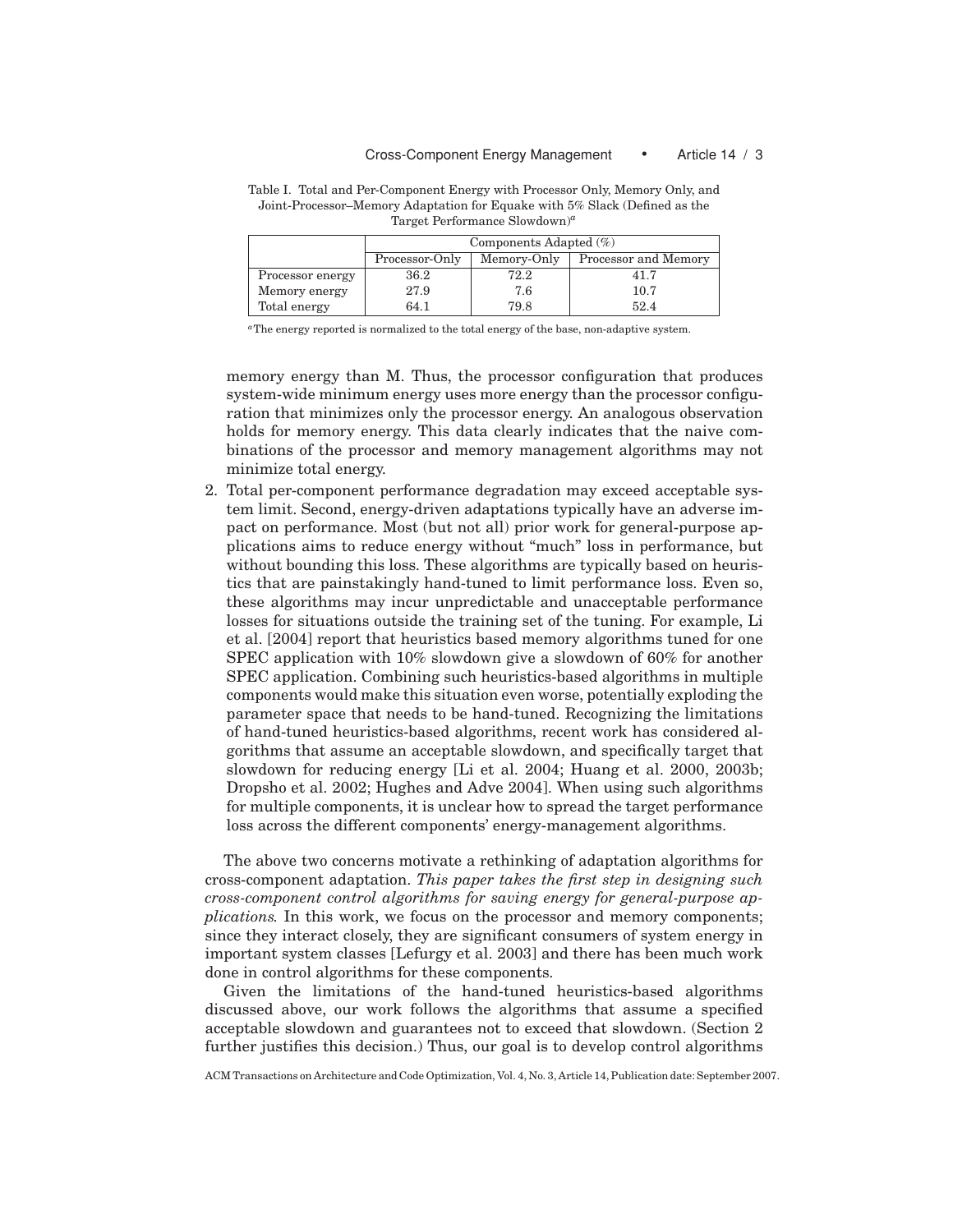Table I. Total and Per-Component Energy with Processor Only, Memory Only, and Joint-Processor–Memory Adaptation for Equake with 5% Slack (Defined as the Target Performance Slowdown)[a]

| | Components Adapted (%) | | |
|---|---|---|---|
| | Processor-Only | Memory-Only | Processor and Memory |
| Processor energy | 36.2 | 72.2 | 41.7 |
| Memory energy | 27.9 | 7.6 | 10.7 |
| Total energy | 64.1 | 79.8 | 52.4 |

[a]The energy reported is normalized to the total energy of the base, non-adaptive system.

memory energy than M. Thus, the processor configuration that produces system-wide minimum energy uses more energy than the processor configuration that minimizes only the processor energy. An analogous observation holds for memory energy. This data clearly indicates that the naive combinations of the processor and memory management algorithms may not minimize total energy.

2. Total per-component performance degradation may exceed acceptable system limit. Second, energy-driven adaptations typically have an adverse impact on performance. Most (but not all) prior work for general-purpose applications aims to reduce energy without "much" loss in performance, but without bounding this loss. These algorithms are typically based on heuristics that are painstakingly hand-tuned to limit performance loss. Even so, these algorithms may incur unpredictable and unacceptable performance losses for situations outside the training set of the tuning. For example, Li et al. [2004] report that heuristics based memory algorithms tuned for one SPEC application with 10% slowdown give a slowdown of 60% for another SPEC application. Combining such heuristics-based algorithms in multiple components would make this situation even worse, potentially exploding the parameter space that needs to be hand-tuned. Recognizing the limitations of hand-tuned heuristics-based algorithms, recent work has considered algorithms that assume an acceptable slowdown, and specifically target that slowdown for reducing energy [Li et al. 2004; Huang et al. 2000, 2003b; Dropsho et al. 2002; Hughes and Adve 2004]. When using such algorithms for multiple components, it is unclear how to spread the target performance loss across the different components' energy-management algorithms.

The above two concerns motivate a rethinking of adaptation algorithms for cross-component adaptation. *This paper takes the first step in designing such cross-component control algorithms for saving energy for general-purpose applications.* In this work, we focus on the processor and memory components; since they interact closely, they are significant consumers of system energy in important system classes [Lefurgy et al. 2003] and there has been much work done in control algorithms for these components.

Given the limitations of the hand-tuned heuristics-based algorithms discussed above, our work follows the algorithms that assume a specified acceptable slowdown and guarantees not to exceed that slowdown. (Section 2 further justifies this decision.) Thus, our goal is to develop control algorithms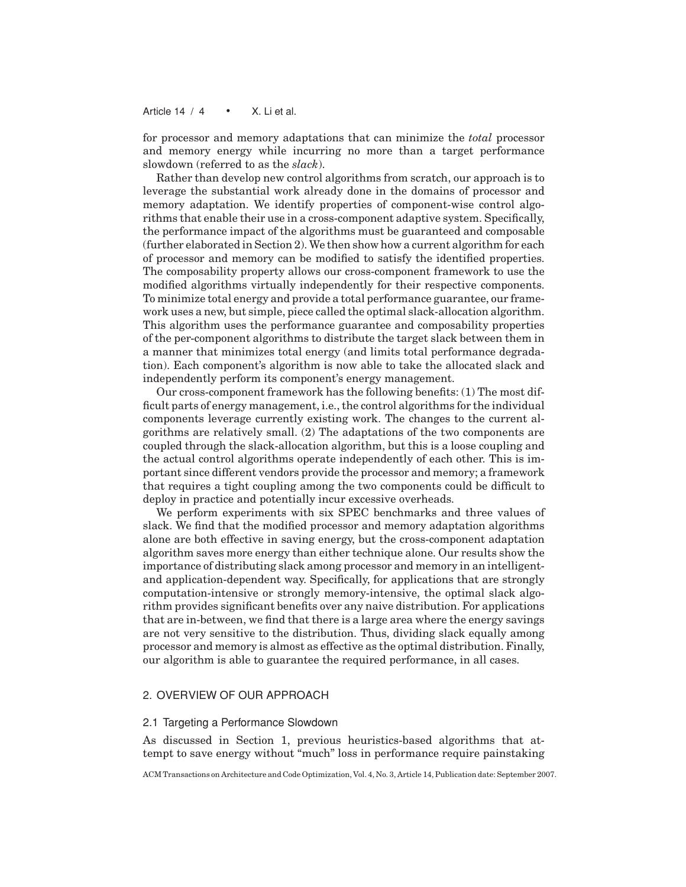for processor and memory adaptations that can minimize the *total* processor and memory energy while incurring no more than a target performance slowdown (referred to as the *slack*).

Rather than develop new control algorithms from scratch, our approach is to leverage the substantial work already done in the domains of processor and memory adaptation. We identify properties of component-wise control algorithms that enable their use in a cross-component adaptive system. Specifically, the performance impact of the algorithms must be guaranteed and composable (further elaborated in Section 2). We then show how a current algorithm for each of processor and memory can be modified to satisfy the identified properties. The composability property allows our cross-component framework to use the modified algorithms virtually independently for their respective components. To minimize total energy and provide a total performance guarantee, our framework uses a new, but simple, piece called the optimal slack-allocation algorithm. This algorithm uses the performance guarantee and composability properties of the per-component algorithms to distribute the target slack between them in a manner that minimizes total energy (and limits total performance degradation). Each component's algorithm is now able to take the allocated slack and independently perform its component's energy management.

Our cross-component framework has the following benefits: (1) The most difficult parts of energy management, i.e., the control algorithms for the individual components leverage currently existing work. The changes to the current algorithms are relatively small. (2) The adaptations of the two components are coupled through the slack-allocation algorithm, but this is a loose coupling and the actual control algorithms operate independently of each other. This is important since different vendors provide the processor and memory; a framework that requires a tight coupling among the two components could be difficult to deploy in practice and potentially incur excessive overheads.

We perform experiments with six SPEC benchmarks and three values of slack. We find that the modified processor and memory adaptation algorithms alone are both effective in saving energy, but the cross-component adaptation algorithm saves more energy than either technique alone. Our results show the importance of distributing slack among processor and memory in an intelligent- and application-dependent way. Specifically, for applications that are strongly computation-intensive or strongly memory-intensive, the optimal slack algorithm provides significant benefits over any naive distribution. For applications that are in-between, we find that there is a large area where the energy savings are not very sensitive to the distribution. Thus, dividing slack equally among processor and memory is almost as effective as the optimal distribution. Finally, our algorithm is able to guarantee the required performance, in all cases.

## 2. OVERVIEW OF OUR APPROACH

### 2.1 Targeting a Performance Slowdown

As discussed in Section 1, previous heuristics-based algorithms that attempt to save energy without "much" loss in performance require painstaking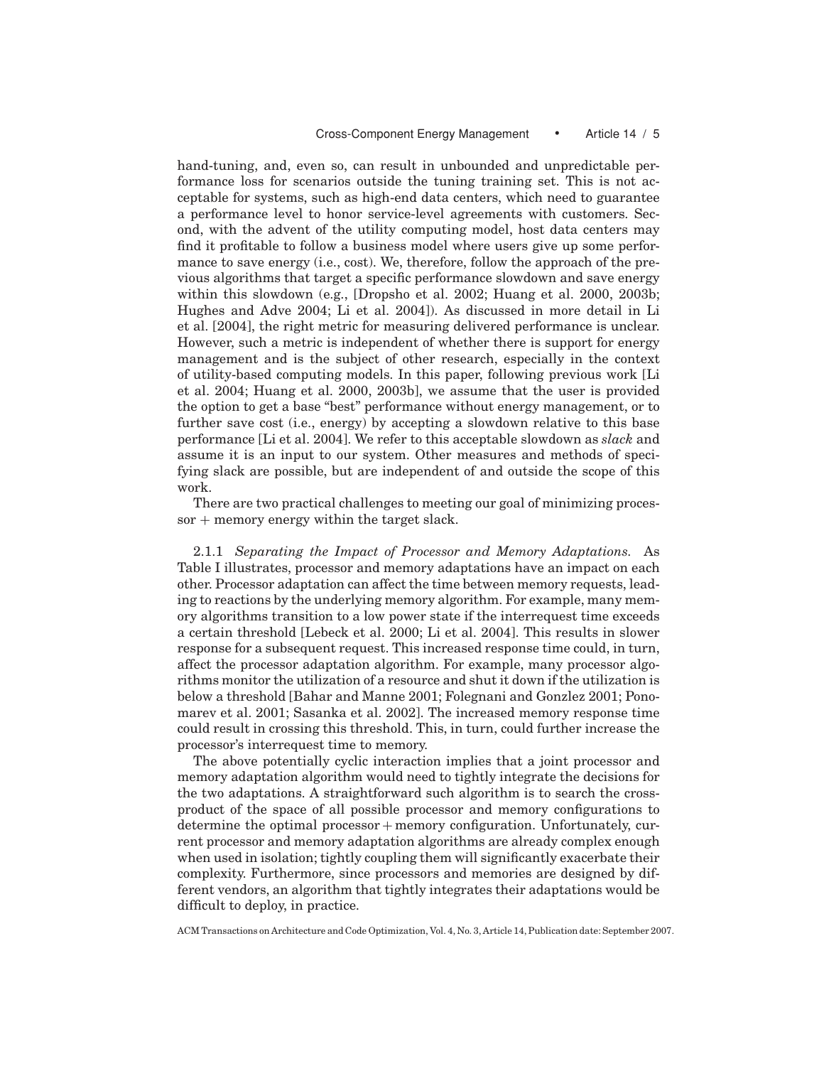hand-tuning, and, even so, can result in unbounded and unpredictable performance loss for scenarios outside the tuning training set. This is not acceptable for systems, such as high-end data centers, which need to guarantee a performance level to honor service-level agreements with customers. Second, with the advent of the utility computing model, host data centers may find it profitable to follow a business model where users give up some performance to save energy (i.e., cost). We, therefore, follow the approach of the previous algorithms that target a specific performance slowdown and save energy within this slowdown (e.g., [Dropsho et al. 2002; Huang et al. 2000, 2003b; Hughes and Adve 2004; Li et al. 2004]). As discussed in more detail in Li et al. [2004], the right metric for measuring delivered performance is unclear. However, such a metric is independent of whether there is support for energy management and is the subject of other research, especially in the context of utility-based computing models. In this paper, following previous work [Li et al. 2004; Huang et al. 2000, 2003b], we assume that the user is provided the option to get a base "best" performance without energy management, or to further save cost (i.e., energy) by accepting a slowdown relative to this base performance [Li et al. 2004]. We refer to this acceptable slowdown as *slack* and assume it is an input to our system. Other measures and methods of specifying slack are possible, but are independent of and outside the scope of this work.

There are two practical challenges to meeting our goal of minimizing processor + memory energy within the target slack.

2.1.1 *Separating the Impact of Processor and Memory Adaptations.* As Table I illustrates, processor and memory adaptations have an impact on each other. Processor adaptation can affect the time between memory requests, leading to reactions by the underlying memory algorithm. For example, many memory algorithms transition to a low power state if the interrequest time exceeds a certain threshold [Lebeck et al. 2000; Li et al. 2004]. This results in slower response for a subsequent request. This increased response time could, in turn, affect the processor adaptation algorithm. For example, many processor algorithms monitor the utilization of a resource and shut it down if the utilization is below a threshold [Bahar and Manne 2001; Folegnani and Gonzlez 2001; Ponomarev et al. 2001; Sasanka et al. 2002]. The increased memory response time could result in crossing this threshold. This, in turn, could further increase the processor's interrequest time to memory.

The above potentially cyclic interaction implies that a joint processor and memory adaptation algorithm would need to tightly integrate the decisions for the two adaptations. A straightforward such algorithm is to search the cross-product of the space of all possible processor and memory configurations to determine the optimal processor + memory configuration. Unfortunately, current processor and memory adaptation algorithms are already complex enough when used in isolation; tightly coupling them will significantly exacerbate their complexity. Furthermore, since processors and memories are designed by different vendors, an algorithm that tightly integrates their adaptations would be difficult to deploy, in practice.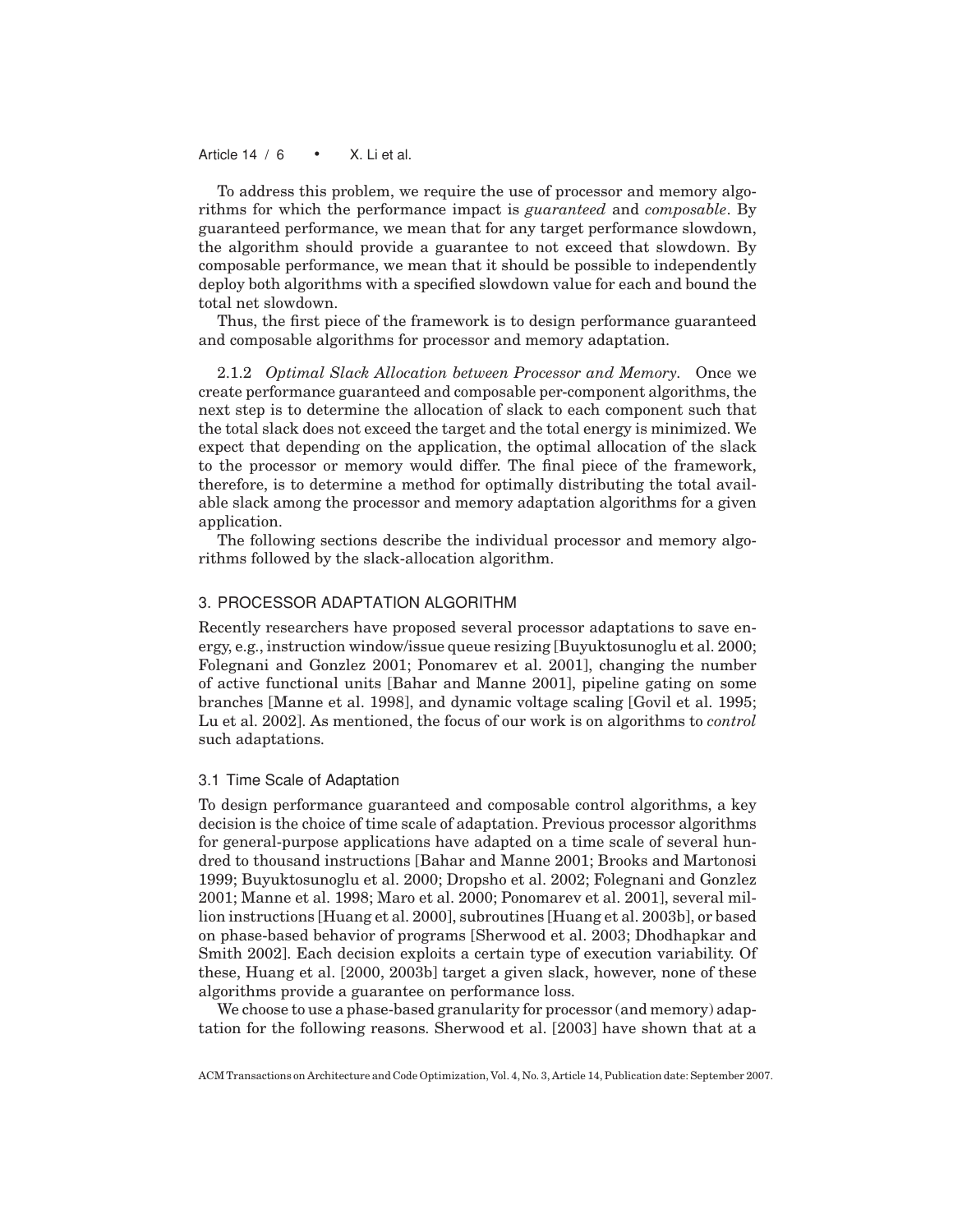To address this problem, we require the use of processor and memory algorithms for which the performance impact is *guaranteed* and *composable*. By guaranteed performance, we mean that for any target performance slowdown, the algorithm should provide a guarantee to not exceed that slowdown. By composable performance, we mean that it should be possible to independently deploy both algorithms with a specified slowdown value for each and bound the total net slowdown.

Thus, the first piece of the framework is to design performance guaranteed and composable algorithms for processor and memory adaptation.

2.1.2 *Optimal Slack Allocation between Processor and Memory.* Once we create performance guaranteed and composable per-component algorithms, the next step is to determine the allocation of slack to each component such that the total slack does not exceed the target and the total energy is minimized. We expect that depending on the application, the optimal allocation of the slack to the processor or memory would differ. The final piece of the framework, therefore, is to determine a method for optimally distributing the total available slack among the processor and memory adaptation algorithms for a given application.

The following sections describe the individual processor and memory algorithms followed by the slack-allocation algorithm.

## 3. PROCESSOR ADAPTATION ALGORITHM

Recently researchers have proposed several processor adaptations to save energy, e.g., instruction window/issue queue resizing [Buyuktosunoglu et al. 2000; Folegnani and Gonzlez 2001; Ponomarev et al. 2001], changing the number of active functional units [Bahar and Manne 2001], pipeline gating on some branches [Manne et al. 1998], and dynamic voltage scaling [Govil et al. 1995; Lu et al. 2002]. As mentioned, the focus of our work is on algorithms to *control* such adaptations.

### 3.1 Time Scale of Adaptation

To design performance guaranteed and composable control algorithms, a key decision is the choice of time scale of adaptation. Previous processor algorithms for general-purpose applications have adapted on a time scale of several hundred to thousand instructions [Bahar and Manne 2001; Brooks and Martonosi 1999; Buyuktosunoglu et al. 2000; Dropsho et al. 2002; Folegnani and Gonzlez 2001; Manne et al. 1998; Maro et al. 2000; Ponomarev et al. 2001], several million instructions [Huang et al. 2000], subroutines [Huang et al. 2003b], or based on phase-based behavior of programs [Sherwood et al. 2003; Dhodhapkar and Smith 2002]. Each decision exploits a certain type of execution variability. Of these, Huang et al. [2000, 2003b] target a given slack, however, none of these algorithms provide a guarantee on performance loss.

We choose to use a phase-based granularity for processor (and memory) adaptation for the following reasons. Sherwood et al. [2003] have shown that at a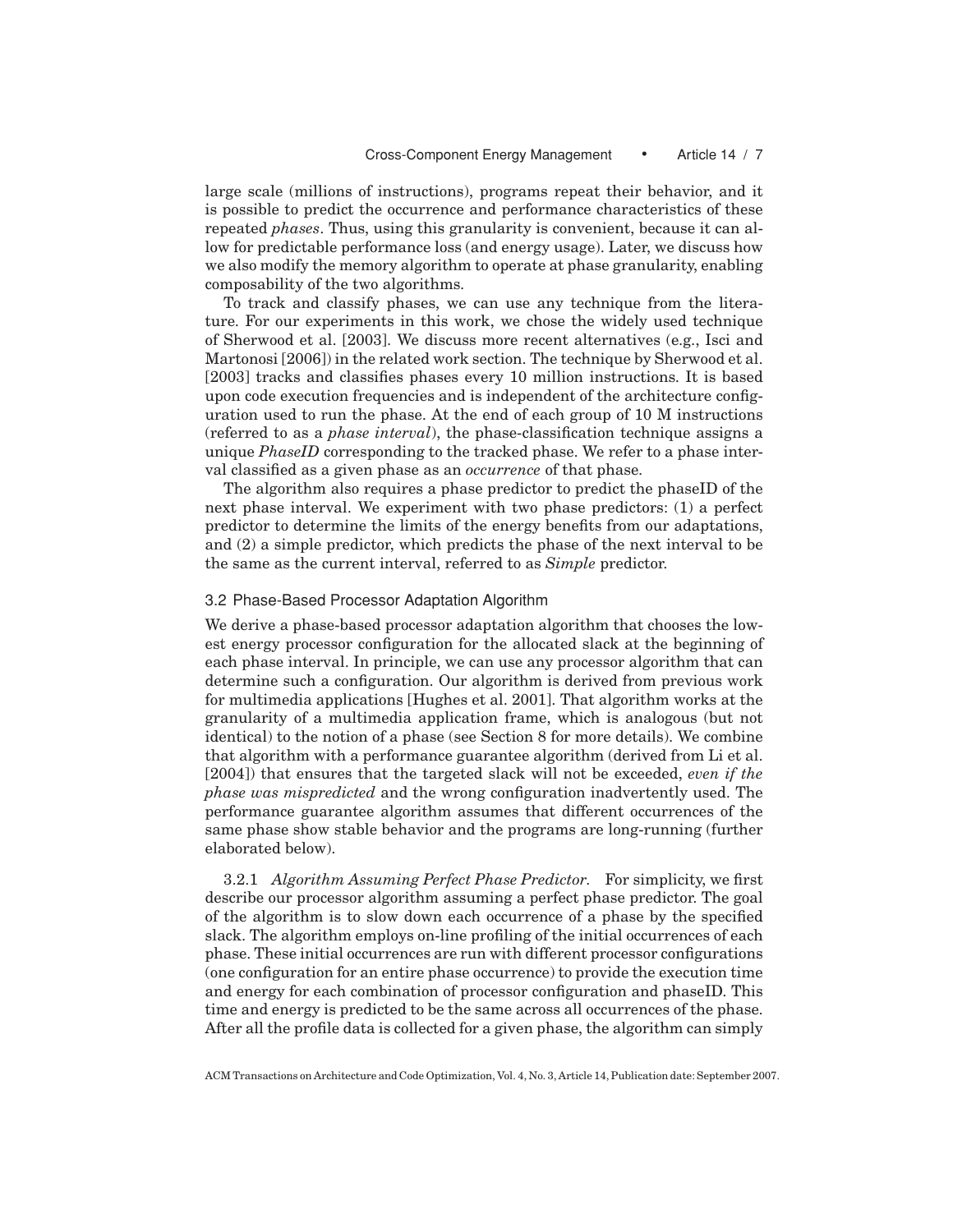large scale (millions of instructions), programs repeat their behavior, and it is possible to predict the occurrence and performance characteristics of these repeated *phases*. Thus, using this granularity is convenient, because it can allow for predictable performance loss (and energy usage). Later, we discuss how we also modify the memory algorithm to operate at phase granularity, enabling composability of the two algorithms.

To track and classify phases, we can use any technique from the literature. For our experiments in this work, we chose the widely used technique of Sherwood et al. [2003]. We discuss more recent alternatives (e.g., Isci and Martonosi [2006]) in the related work section. The technique by Sherwood et al. [2003] tracks and classifies phases every 10 million instructions. It is based upon code execution frequencies and is independent of the architecture configuration used to run the phase. At the end of each group of 10 M instructions (referred to as a *phase interval*), the phase-classification technique assigns a unique *PhaseID* corresponding to the tracked phase. We refer to a phase interval classified as a given phase as an *occurrence* of that phase.

The algorithm also requires a phase predictor to predict the phaseID of the next phase interval. We experiment with two phase predictors: (1) a perfect predictor to determine the limits of the energy benefits from our adaptations, and (2) a simple predictor, which predicts the phase of the next interval to be the same as the current interval, referred to as *Simple* predictor.

### 3.2 Phase-Based Processor Adaptation Algorithm

We derive a phase-based processor adaptation algorithm that chooses the lowest energy processor configuration for the allocated slack at the beginning of each phase interval. In principle, we can use any processor algorithm that can determine such a configuration. Our algorithm is derived from previous work for multimedia applications [Hughes et al. 2001]. That algorithm works at the granularity of a multimedia application frame, which is analogous (but not identical) to the notion of a phase (see Section 8 for more details). We combine that algorithm with a performance guarantee algorithm (derived from Li et al. [2004]) that ensures that the targeted slack will not be exceeded, *even if the phase was mispredicted* and the wrong configuration inadvertently used. The performance guarantee algorithm assumes that different occurrences of the same phase show stable behavior and the programs are long-running (further elaborated below).

3.2.1 *Algorithm Assuming Perfect Phase Predictor.* For simplicity, we first describe our processor algorithm assuming a perfect phase predictor. The goal of the algorithm is to slow down each occurrence of a phase by the specified slack. The algorithm employs on-line profiling of the initial occurrences of each phase. These initial occurrences are run with different processor configurations (one configuration for an entire phase occurrence) to provide the execution time and energy for each combination of processor configuration and phaseID. This time and energy is predicted to be the same across all occurrences of the phase. After all the profile data is collected for a given phase, the algorithm can simply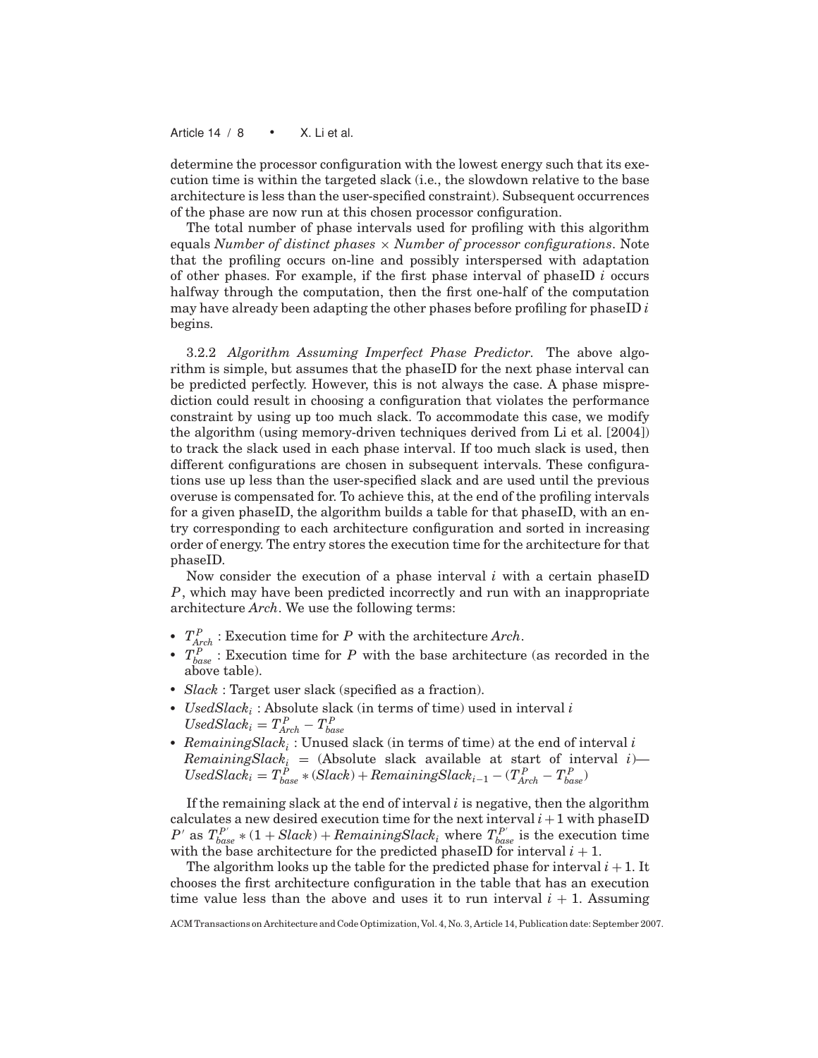determine the processor configuration with the lowest energy such that its execution time is within the targeted slack (i.e., the slowdown relative to the base architecture is less than the user-specified constraint). Subsequent occurrences of the phase are now run at this chosen processor configuration.

The total number of phase intervals used for profiling with this algorithm equals *Number of distinct phases* × *Number of processor configurations*. Note that the profiling occurs on-line and possibly interspersed with adaptation of other phases. For example, if the first phase interval of phaseID $i$ occurs halfway through the computation, then the first one-half of the computation may have already been adapting the other phases before profiling for phaseID $i$ begins.

3.2.2 *Algorithm Assuming Imperfect Phase Predictor.* The above algorithm is simple, but assumes that the phaseID for the next phase interval can be predicted perfectly. However, this is not always the case. A phase misprediction could result in choosing a configuration that violates the performance constraint by using up too much slack. To accommodate this case, we modify the algorithm (using memory-driven techniques derived from Li et al. [2004]) to track the slack used in each phase interval. If too much slack is used, then different configurations are chosen in subsequent intervals. These configurations use up less than the user-specified slack and are used until the previous overuse is compensated for. To achieve this, at the end of the profiling intervals for a given phaseID, the algorithm builds a table for that phaseID, with an entry corresponding to each architecture configuration and sorted in increasing order of energy. The entry stores the execution time for the architecture for that phaseID.

Now consider the execution of a phase interval $i$ with a certain phaseID $P$, which may have been predicted incorrectly and run with an inappropriate architecture *Arch*. We use the following terms:

- $T^P_{Arch}$ : Execution time for $P$ with the architecture *Arch*.
- $T^P_{base}$ : Execution time for $P$ with the base architecture (as recorded in the above table).
- $Slack$ : Target user slack (specified as a fraction).
- $UsedSlack_i$ : Absolute slack (in terms of time) used in interval $i$
  $UsedSlack_i = T^P_{Arch} - T^P_{base}$
- $RemainingSlack_i$ : Unused slack (in terms of time) at the end of interval $i$
  $RemainingSlack_i$ = (Absolute slack available at start of interval $i$)—$UsedSlack_i = T^P_{base} * (Slack) + RemainingSlack_{i-1} - (T^P_{Arch} - T^P_{base})$

If the remaining slack at the end of interval $i$ is negative, then the algorithm calculates a new desired execution time for the next interval $i+1$ with phaseID $P'$ as $T^{P'}_{base} * (1 + Slack) + RemainingSlack_i$ where $T^{P'}_{base}$ is the execution time with the base architecture for the predicted phaseID for interval $i+1$.

The algorithm looks up the table for the predicted phase for interval $i+1$. It chooses the first architecture configuration in the table that has an execution time value less than the above and uses it to run interval $i+1$. Assuming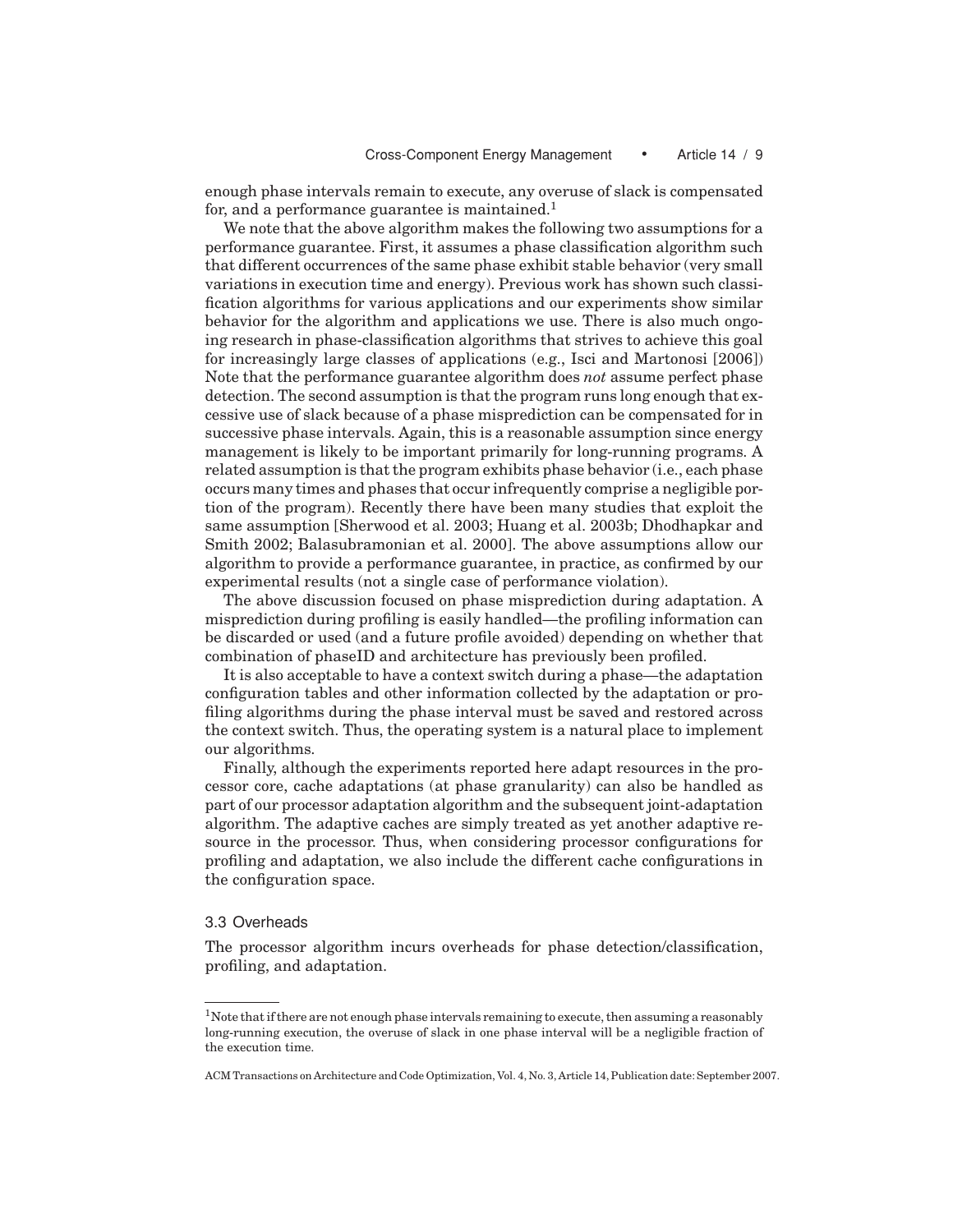enough phase intervals remain to execute, any overuse of slack is compensated for, and a performance guarantee is maintained.[1]

We note that the above algorithm makes the following two assumptions for a performance guarantee. First, it assumes a phase classification algorithm such that different occurrences of the same phase exhibit stable behavior (very small variations in execution time and energy). Previous work has shown such classification algorithms for various applications and our experiments show similar behavior for the algorithm and applications we use. There is also much ongoing research in phase-classification algorithms that strives to achieve this goal for increasingly large classes of applications (e.g., Isci and Martonosi [2006]) Note that the performance guarantee algorithm does *not* assume perfect phase detection. The second assumption is that the program runs long enough that excessive use of slack because of a phase misprediction can be compensated for in successive phase intervals. Again, this is a reasonable assumption since energy management is likely to be important primarily for long-running programs. A related assumption is that the program exhibits phase behavior (i.e., each phase occurs many times and phases that occur infrequently comprise a negligible portion of the program). Recently there have been many studies that exploit the same assumption [Sherwood et al. 2003; Huang et al. 2003b; Dhodhapkar and Smith 2002; Balasubramonian et al. 2000]. The above assumptions allow our algorithm to provide a performance guarantee, in practice, as confirmed by our experimental results (not a single case of performance violation).

The above discussion focused on phase misprediction during adaptation. A misprediction during profiling is easily handled—the profiling information can be discarded or used (and a future profile avoided) depending on whether that combination of phaseID and architecture has previously been profiled.

It is also acceptable to have a context switch during a phase—the adaptation configuration tables and other information collected by the adaptation or profiling algorithms during the phase interval must be saved and restored across the context switch. Thus, the operating system is a natural place to implement our algorithms.

Finally, although the experiments reported here adapt resources in the processor core, cache adaptations (at phase granularity) can also be handled as part of our processor adaptation algorithm and the subsequent joint-adaptation algorithm. The adaptive caches are simply treated as yet another adaptive resource in the processor. Thus, when considering processor configurations for profiling and adaptation, we also include the different cache configurations in the configuration space.

### 3.3 Overheads

The processor algorithm incurs overheads for phase detection/classification, profiling, and adaptation.

---

[1] Note that if there are not enough phase intervals remaining to execute, then assuming a reasonably long-running execution, the overuse of slack in one phase interval will be a negligible fraction of the execution time.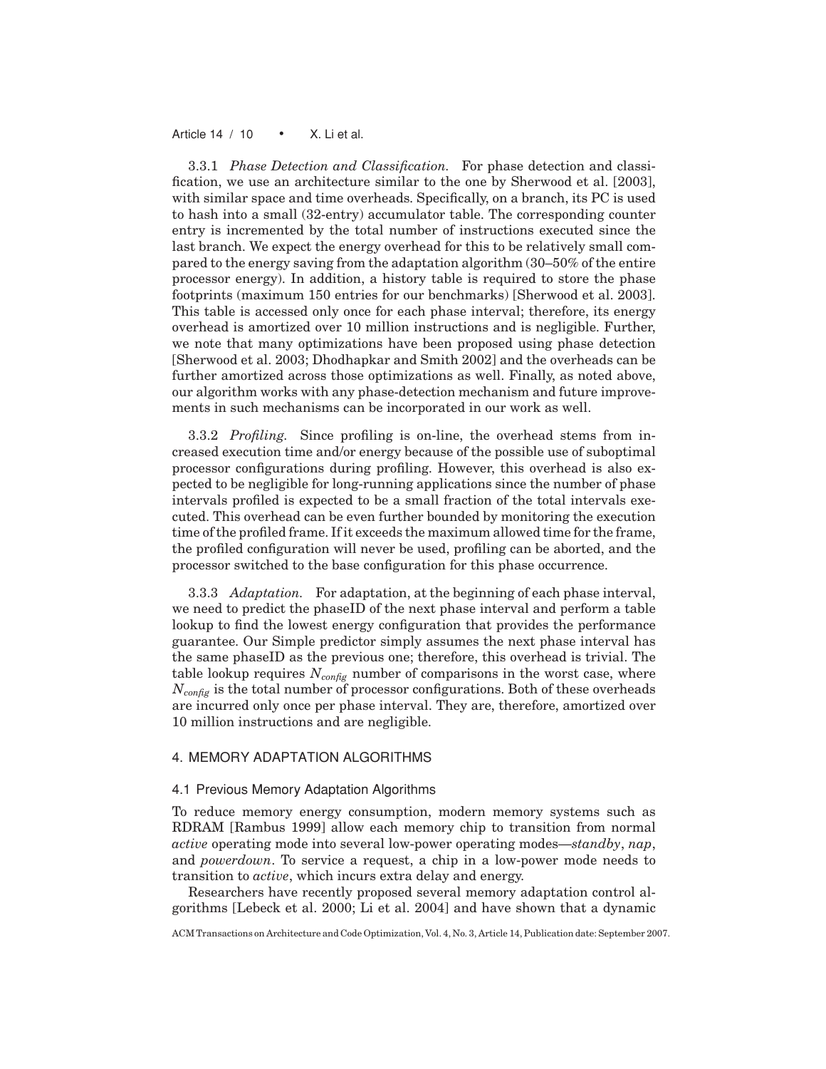3.3.1 *Phase Detection and Classification.* For phase detection and classification, we use an architecture similar to the one by Sherwood et al. [2003], with similar space and time overheads. Specifically, on a branch, its PC is used to hash into a small (32-entry) accumulator table. The corresponding counter entry is incremented by the total number of instructions executed since the last branch. We expect the energy overhead for this to be relatively small compared to the energy saving from the adaptation algorithm (30–50% of the entire processor energy). In addition, a history table is required to store the phase footprints (maximum 150 entries for our benchmarks) [Sherwood et al. 2003]. This table is accessed only once for each phase interval; therefore, its energy overhead is amortized over 10 million instructions and is negligible. Further, we note that many optimizations have been proposed using phase detection [Sherwood et al. 2003; Dhodhapkar and Smith 2002] and the overheads can be further amortized across those optimizations as well. Finally, as noted above, our algorithm works with any phase-detection mechanism and future improvements in such mechanisms can be incorporated in our work as well.

3.3.2 *Profiling.* Since profiling is on-line, the overhead stems from increased execution time and/or energy because of the possible use of suboptimal processor configurations during profiling. However, this overhead is also expected to be negligible for long-running applications since the number of phase intervals profiled is expected to be a small fraction of the total intervals executed. This overhead can be even further bounded by monitoring the execution time of the profiled frame. If it exceeds the maximum allowed time for the frame, the profiled configuration will never be used, profiling can be aborted, and the processor switched to the base configuration for this phase occurrence.

3.3.3 *Adaptation.* For adaptation, at the beginning of each phase interval, we need to predict the phaseID of the next phase interval and perform a table lookup to find the lowest energy configuration that provides the performance guarantee. Our Simple predictor simply assumes the next phase interval has the same phaseID as the previous one; therefore, this overhead is trivial. The table lookup requires $N_{config}$ number of comparisons in the worst case, where $N_{config}$ is the total number of processor configurations. Both of these overheads are incurred only once per phase interval. They are, therefore, amortized over 10 million instructions and are negligible.

## 4. MEMORY ADAPTATION ALGORITHMS

### 4.1 Previous Memory Adaptation Algorithms

To reduce memory energy consumption, modern memory systems such as RDRAM [Rambus 1999] allow each memory chip to transition from normal *active* operating mode into several low-power operating modes—*standby*, *nap*, and *powerdown*. To service a request, a chip in a low-power mode needs to transition to *active*, which incurs extra delay and energy.

Researchers have recently proposed several memory adaptation control algorithms [Lebeck et al. 2000; Li et al. 2004] and have shown that a dynamic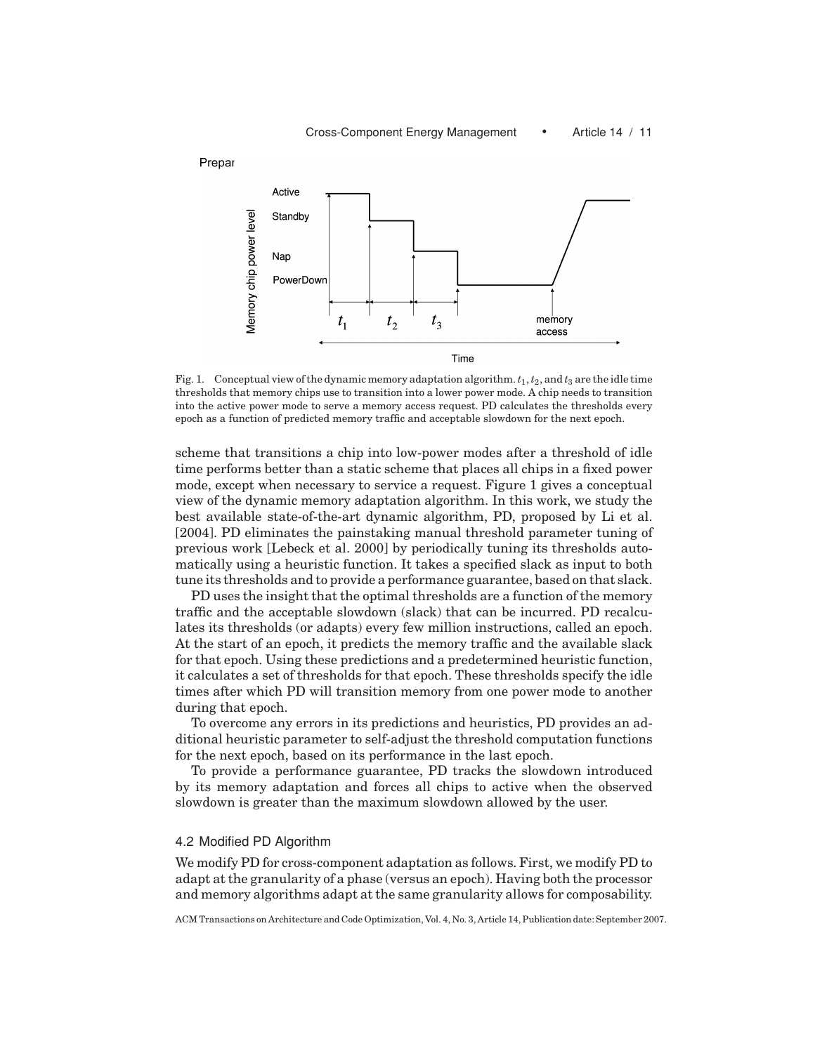Fig. 1. Conceptual view of the dynamic memory adaptation algorithm. $t_1, t_2$, and $t_3$ are the idle time thresholds that memory chips use to transition into a lower power mode. A chip needs to transition into the active power mode to serve a memory access request. PD calculates the thresholds every epoch as a function of predicted memory traffic and acceptable slowdown for the next epoch.

scheme that transitions a chip into low-power modes after a threshold of idle time performs better than a static scheme that places all chips in a fixed power mode, except when necessary to service a request. Figure 1 gives a conceptual view of the dynamic memory adaptation algorithm. In this work, we study the best available state-of-the-art dynamic algorithm, PD, proposed by Li et al. [2004]. PD eliminates the painstaking manual threshold parameter tuning of previous work [Lebeck et al. 2000] by periodically tuning its thresholds automatically using a heuristic function. It takes a specified slack as input to both tune its thresholds and to provide a performance guarantee, based on that slack.

PD uses the insight that the optimal thresholds are a function of the memory traffic and the acceptable slowdown (slack) that can be incurred. PD recalculates its thresholds (or adapts) every few million instructions, called an epoch. At the start of an epoch, it predicts the memory traffic and the available slack for that epoch. Using these predictions and a predetermined heuristic function, it calculates a set of thresholds for that epoch. These thresholds specify the idle times after which PD will transition memory from one power mode to another during that epoch.

To overcome any errors in its predictions and heuristics, PD provides an additional heuristic parameter to self-adjust the threshold computation functions for the next epoch, based on its performance in the last epoch.

To provide a performance guarantee, PD tracks the slowdown introduced by its memory adaptation and forces all chips to active when the observed slowdown is greater than the maximum slowdown allowed by the user.

### 4.2 Modified PD Algorithm

We modify PD for cross-component adaptation as follows. First, we modify PD to adapt at the granularity of a phase (versus an epoch). Having both the processor and memory algorithms adapt at the same granularity allows for composability.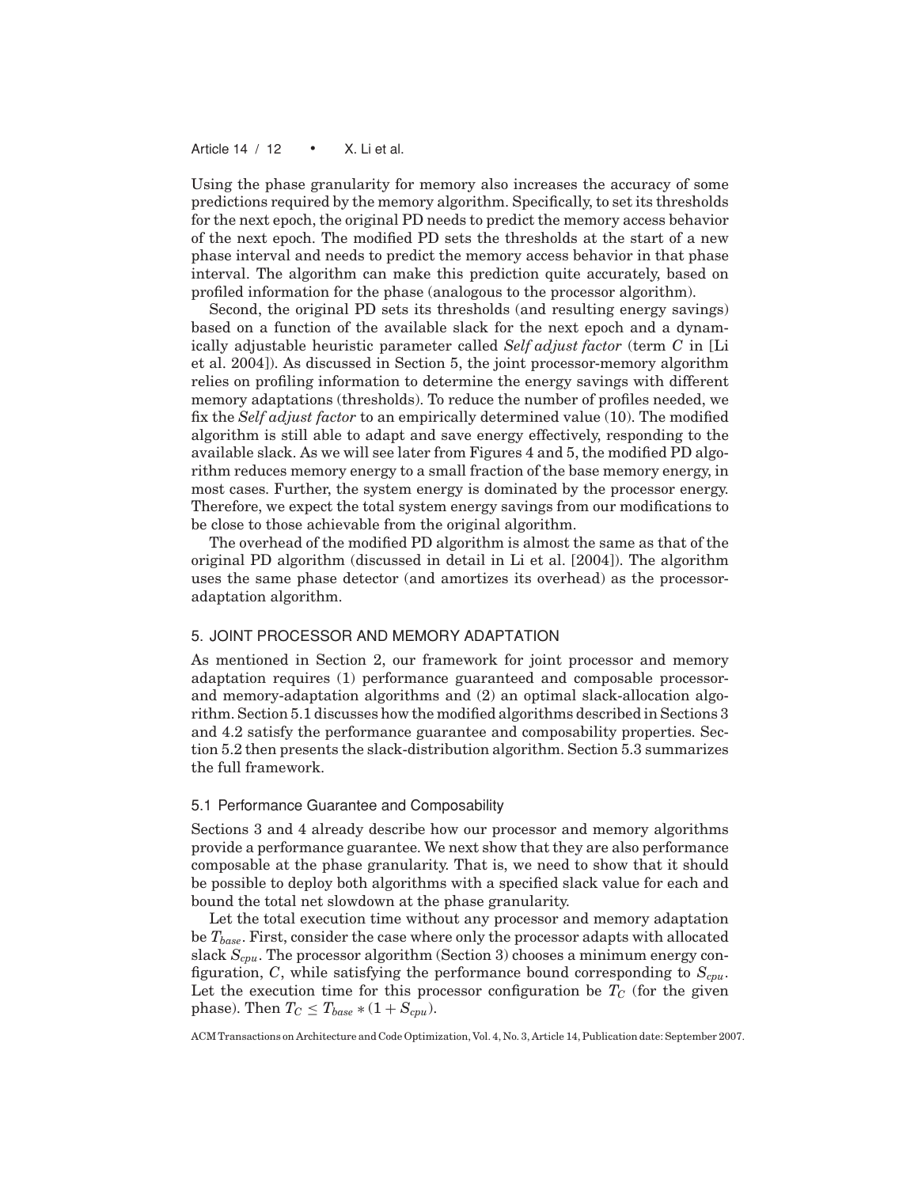Using the phase granularity for memory also increases the accuracy of some predictions required by the memory algorithm. Specifically, to set its thresholds for the next epoch, the original PD needs to predict the memory access behavior of the next epoch. The modified PD sets the thresholds at the start of a new phase interval and needs to predict the memory access behavior in that phase interval. The algorithm can make this prediction quite accurately, based on profiled information for the phase (analogous to the processor algorithm).

Second, the original PD sets its thresholds (and resulting energy savings) based on a function of the available slack for the next epoch and a dynamically adjustable heuristic parameter called *Self adjust factor* (term $C$ in [Li et al. 2004]). As discussed in Section 5, the joint processor-memory algorithm relies on profiling information to determine the energy savings with different memory adaptations (thresholds). To reduce the number of profiles needed, we fix the *Self adjust factor* to an empirically determined value (10). The modified algorithm is still able to adapt and save energy effectively, responding to the available slack. As we will see later from Figures 4 and 5, the modified PD algorithm reduces memory energy to a small fraction of the base memory energy, in most cases. Further, the system energy is dominated by the processor energy. Therefore, we expect the total system energy savings from our modifications to be close to those achievable from the original algorithm.

The overhead of the modified PD algorithm is almost the same as that of the original PD algorithm (discussed in detail in Li et al. [2004]). The algorithm uses the same phase detector (and amortizes its overhead) as the processor-adaptation algorithm.

## 5. JOINT PROCESSOR AND MEMORY ADAPTATION

As mentioned in Section 2, our framework for joint processor and memory adaptation requires (1) performance guaranteed and composable processor- and memory-adaptation algorithms and (2) an optimal slack-allocation algorithm. Section 5.1 discusses how the modified algorithms described in Sections 3 and 4.2 satisfy the performance guarantee and composability properties. Section 5.2 then presents the slack-distribution algorithm. Section 5.3 summarizes the full framework.

### 5.1 Performance Guarantee and Composability

Sections 3 and 4 already describe how our processor and memory algorithms provide a performance guarantee. We next show that they are also performance composable at the phase granularity. That is, we need to show that it should be possible to deploy both algorithms with a specified slack value for each and bound the total net slowdown at the phase granularity.

Let the total execution time without any processor and memory adaptation be $T_{base}$. First, consider the case where only the processor adapts with allocated slack $S_{cpu}$. The processor algorithm (Section 3) chooses a minimum energy configuration, $C$, while satisfying the performance bound corresponding to $S_{cpu}$. Let the execution time for this processor configuration be $T_C$ (for the given phase). Then $T_C \leq T_{base} * (1 + S_{cpu})$.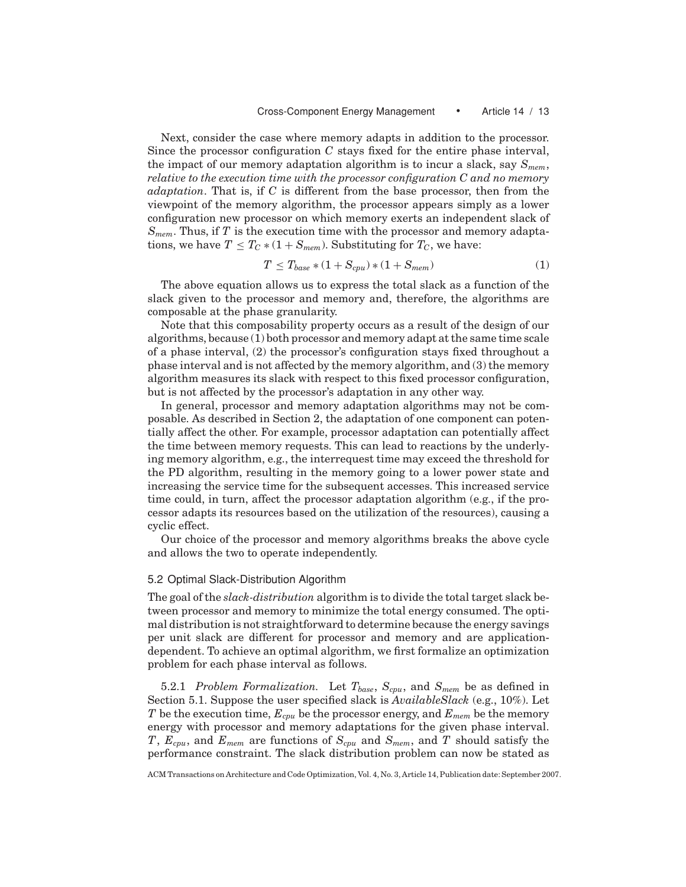Next, consider the case where memory adapts in addition to the processor. Since the processor configuration $C$ stays fixed for the entire phase interval, the impact of our memory adaptation algorithm is to incur a slack, say $S_{mem}$, *relative to the execution time with the processor configuration C and no memory adaptation*. That is, if $C$ is different from the base processor, then from the viewpoint of the memory algorithm, the processor appears simply as a lower configuration new processor on which memory exerts an independent slack of $S_{mem}$. Thus, if $T$ is the execution time with the processor and memory adaptations, we have $T \leq T_C * (1 + S_{mem})$. Substituting for $T_C$, we have:

$$T \leq T_{base} * (1 + S_{cpu}) * (1 + S_{mem}) \tag{1}$$

The above equation allows us to express the total slack as a function of the slack given to the processor and memory and, therefore, the algorithms are composable at the phase granularity.

Note that this composability property occurs as a result of the design of our algorithms, because (1) both processor and memory adapt at the same time scale of a phase interval, (2) the processor's configuration stays fixed throughout a phase interval and is not affected by the memory algorithm, and (3) the memory algorithm measures its slack with respect to this fixed processor configuration, but is not affected by the processor's adaptation in any other way.

In general, processor and memory adaptation algorithms may not be composable. As described in Section 2, the adaptation of one component can potentially affect the other. For example, processor adaptation can potentially affect the time between memory requests. This can lead to reactions by the underlying memory algorithm, e.g., the interrequest time may exceed the threshold for the PD algorithm, resulting in the memory going to a lower power state and increasing the service time for the subsequent accesses. This increased service time could, in turn, affect the processor adaptation algorithm (e.g., if the processor adapts its resources based on the utilization of the resources), causing a cyclic effect.

Our choice of the processor and memory algorithms breaks the above cycle and allows the two to operate independently.

### 5.2 Optimal Slack-Distribution Algorithm

The goal of the *slack-distribution* algorithm is to divide the total target slack between processor and memory to minimize the total energy consumed. The optimal distribution is not straightforward to determine because the energy savings per unit slack are different for processor and memory and are application-dependent. To achieve an optimal algorithm, we first formalize an optimization problem for each phase interval as follows.

5.2.1 *Problem Formalization.* Let $T_{base}$, $S_{cpu}$, and $S_{mem}$ be as defined in Section 5.1. Suppose the user specified slack is *AvailableSlack* (e.g., 10%). Let $T$ be the execution time, $E_{cpu}$ be the processor energy, and $E_{mem}$ be the memory energy with processor and memory adaptations for the given phase interval. $T$, $E_{cpu}$, and $E_{mem}$ are functions of $S_{cpu}$ and $S_{mem}$, and $T$ should satisfy the performance constraint. The slack distribution problem can now be stated as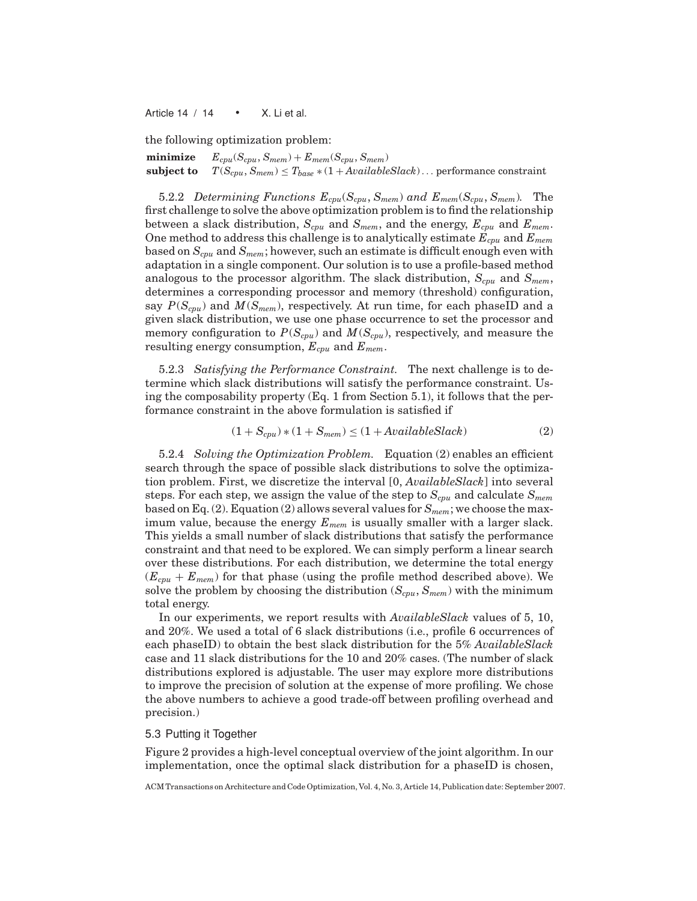the following optimization problem:

**minimize** $\quad E_{cpu}(S_{cpu}, S_{mem}) + E_{mem}(S_{cpu}, S_{mem})$
**subject to** $\quad T(S_{cpu}, S_{mem}) \leq T_{base} * (1 + AvailableSlack) \ldots$ performance constraint

5.2.2 *Determining Functions $E_{cpu}(S_{cpu}, S_{mem})$ and $E_{mem}(S_{cpu}, S_{mem})$.* The first challenge to solve the above optimization problem is to find the relationship between a slack distribution, $S_{cpu}$ and $S_{mem}$, and the energy, $E_{cpu}$ and $E_{mem}$. One method to address this challenge is to analytically estimate $E_{cpu}$ and $E_{mem}$ based on $S_{cpu}$ and $S_{mem}$; however, such an estimate is difficult enough even with adaptation in a single component. Our solution is to use a profile-based method analogous to the processor algorithm. The slack distribution, $S_{cpu}$ and $S_{mem}$, determines a corresponding processor and memory (threshold) configuration, say $P(S_{cpu})$ and $M(S_{mem})$, respectively. At run time, for each phaseID and a given slack distribution, we use one phase occurrence to set the processor and memory configuration to $P(S_{cpu})$ and $M(S_{cpu})$, respectively, and measure the resulting energy consumption, $E_{cpu}$ and $E_{mem}$.

5.2.3 *Satisfying the Performance Constraint.* The next challenge is to determine which slack distributions will satisfy the performance constraint. Using the composability property (Eq. 1 from Section 5.1), it follows that the performance constraint in the above formulation is satisfied if

$$(1 + S_{cpu}) * (1 + S_{mem}) \leq (1 + AvailableSlack) \tag{2}$$

5.2.4 *Solving the Optimization Problem.* Equation (2) enables an efficient search through the space of possible slack distributions to solve the optimization problem. First, we discretize the interval [0, *AvailableSlack*] into several steps. For each step, we assign the value of the step to $S_{cpu}$ and calculate $S_{mem}$ based on Eq. (2). Equation (2) allows several values for $S_{mem}$; we choose the maximum value, because the energy $E_{mem}$ is usually smaller with a larger slack. This yields a small number of slack distributions that satisfy the performance constraint and that need to be explored. We can simply perform a linear search over these distributions. For each distribution, we determine the total energy ($E_{cpu} + E_{mem}$) for that phase (using the profile method described above). We solve the problem by choosing the distribution ($S_{cpu}, S_{mem}$) with the minimum total energy.

In our experiments, we report results with *AvailableSlack* values of 5, 10, and 20%. We used a total of 6 slack distributions (i.e., profile 6 occurrences of each phaseID) to obtain the best slack distribution for the 5% *AvailableSlack* case and 11 slack distributions for the 10 and 20% cases. (The number of slack distributions explored is adjustable. The user may explore more distributions to improve the precision of solution at the expense of more profiling. We chose the above numbers to achieve a good trade-off between profiling overhead and precision.)

### 5.3 Putting it Together

Figure 2 provides a high-level conceptual overview of the joint algorithm. In our implementation, once the optimal slack distribution for a phaseID is chosen,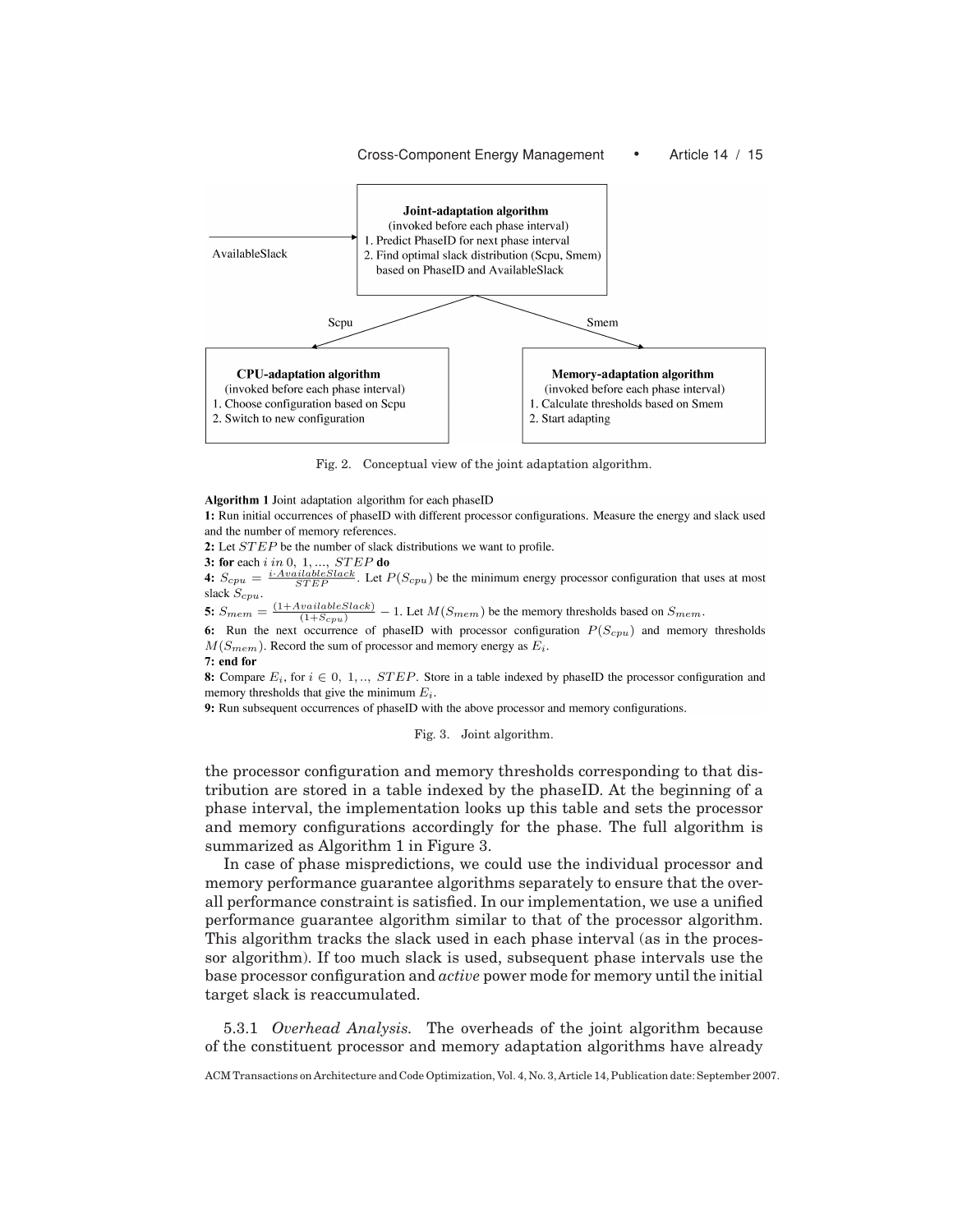Joint-adaptation algorithm
(invoked before each phase interval)
1. Predict PhaseID for next phase interval
2. Find optimal slack distribution (Scpu, Smem) based on PhaseID and AvailableSlack

AvailableSlack

Scpu

Smem

CPU-adaptation algorithm
(invoked before each phase interval)
1. Choose configuration based on Scpu
2. Switch to new configuration

Memory-adaptation algorithm
(invoked before each phase interval)
1. Calculate thresholds based on Smem
2. Start adapting

Fig. 2. Conceptual view of the joint adaptation algorithm.

**Algorithm 1** Joint adaptation algorithm for each phaseID

**1:** Run initial occurrences of phaseID with different processor configurations. Measure the energy and slack used and the number of memory references.

**2:** Let $STEP$ be the number of slack distributions we want to profile.

**3:** **for** each $i$ $in$ $0, 1, ..., STEP$ **do**

**4:** $S_{cpu} = \frac{i \cdot AvailableSlack}{STEP}$. Let $P(S_{cpu})$ be the minimum energy processor configuration that uses at most slack $S_{cpu}$.

**5:** $S_{mem} = \frac{(1+AvailableSlack)}{(1+S_{cpu})} - 1$. Let $M(S_{mem})$ be the memory thresholds based on $S_{mem}$.

**6:** Run the next occurrence of phaseID with processor configuration $P(S_{cpu})$ and memory thresholds $M(S_{mem})$. Record the sum of processor and memory energy as $E_i$.

**7:** **end for**

**8:** Compare $E_i$, for $i \in 0, 1, .., STEP$. Store in a table indexed by phaseID the processor configuration and memory thresholds that give the minimum $E_i$.

**9:** Run subsequent occurrences of phaseID with the above processor and memory configurations.

Fig. 3. Joint algorithm.

the processor configuration and memory thresholds corresponding to that distribution are stored in a table indexed by the phaseID. At the beginning of a phase interval, the implementation looks up this table and sets the processor and memory configurations accordingly for the phase. The full algorithm is summarized as Algorithm 1 in Figure 3.

In case of phase mispredictions, we could use the individual processor and memory performance guarantee algorithms separately to ensure that the overall performance constraint is satisfied. In our implementation, we use a unified performance guarantee algorithm similar to that of the processor algorithm. This algorithm tracks the slack used in each phase interval (as in the processor algorithm). If too much slack is used, subsequent phase intervals use the base processor configuration and *active* power mode for memory until the initial target slack is reaccumulated.

5.3.1 *Overhead Analysis.* The overheads of the joint algorithm because of the constituent processor and memory adaptation algorithms have already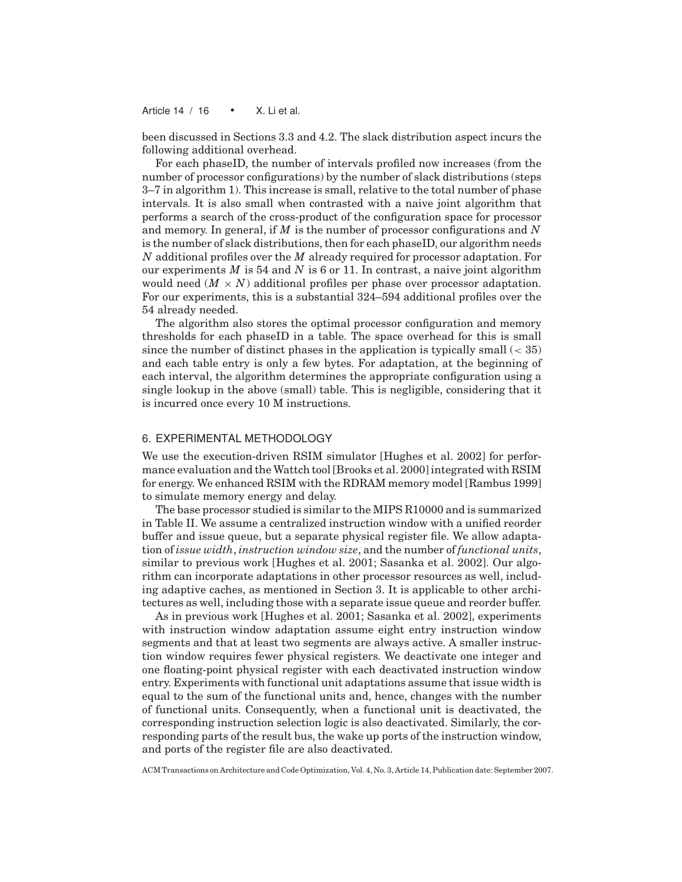been discussed in Sections 3.3 and 4.2. The slack distribution aspect incurs the following additional overhead.

For each phaseID, the number of intervals profiled now increases (from the number of processor configurations) by the number of slack distributions (steps 3–7 in algorithm 1). This increase is small, relative to the total number of phase intervals. It is also small when contrasted with a naive joint algorithm that performs a search of the cross-product of the configuration space for processor and memory. In general, if $M$ is the number of processor configurations and $N$ is the number of slack distributions, then for each phaseID, our algorithm needs $N$ additional profiles over the $M$ already required for processor adaptation. For our experiments $M$ is 54 and $N$ is 6 or 11. In contrast, a naive joint algorithm would need $(M \times N)$ additional profiles per phase over processor adaptation. For our experiments, this is a substantial 324–594 additional profiles over the 54 already needed.

The algorithm also stores the optimal processor configuration and memory thresholds for each phaseID in a table. The space overhead for this is small since the number of distinct phases in the application is typically small ($< 35$) and each table entry is only a few bytes. For adaptation, at the beginning of each interval, the algorithm determines the appropriate configuration using a single lookup in the above (small) table. This is negligible, considering that it is incurred once every 10 M instructions.

## 6. EXPERIMENTAL METHODOLOGY

We use the execution-driven RSIM simulator [Hughes et al. 2002] for performance evaluation and the Wattch tool [Brooks et al. 2000] integrated with RSIM for energy. We enhanced RSIM with the RDRAM memory model [Rambus 1999] to simulate memory energy and delay.

The base processor studied is similar to the MIPS R10000 and is summarized in Table II. We assume a centralized instruction window with a unified reorder buffer and issue queue, but a separate physical register file. We allow adaptation of *issue width*, *instruction window size*, and the number of *functional units*, similar to previous work [Hughes et al. 2001; Sasanka et al. 2002]. Our algorithm can incorporate adaptations in other processor resources as well, including adaptive caches, as mentioned in Section 3. It is applicable to other architectures as well, including those with a separate issue queue and reorder buffer.

As in previous work [Hughes et al. 2001; Sasanka et al. 2002], experiments with instruction window adaptation assume eight entry instruction window segments and that at least two segments are always active. A smaller instruction window requires fewer physical registers. We deactivate one integer and one floating-point physical register with each deactivated instruction window entry. Experiments with functional unit adaptations assume that issue width is equal to the sum of the functional units and, hence, changes with the number of functional units. Consequently, when a functional unit is deactivated, the corresponding instruction selection logic is also deactivated. Similarly, the corresponding parts of the result bus, the wake up ports of the instruction window, and ports of the register file are also deactivated.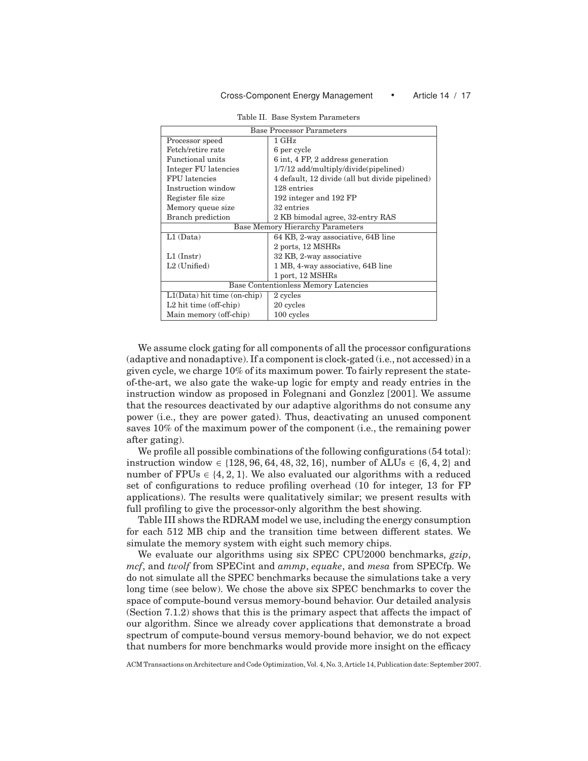Table II. Base System Parameters

| Base Processor Parameters | |
|---|---|
| Processor speed | 1 GHz |
| Fetch/retire rate | 6 per cycle |
| Functional units | 6 int, 4 FP, 2 address generation |
| Integer FU latencies | 1/7/12 add/multiply/divide(pipelined) |
| FPU latencies | 4 default, 12 divide (all but divide pipelined) |
| Instruction window | 128 entries |
| Register file size | 192 integer and 192 FP |
| Memory queue size | 32 entries |
| Branch prediction | 2 KB bimodal agree, 32-entry RAS |
| **Base Memory Hierarchy Parameters** | |
| L1 (Data) | 64 KB, 2-way associative, 64B line<br>2 ports, 12 MSHRs |
| L1 (Instr) | 32 KB, 2-way associative |
| L2 (Unified) | 1 MB, 4-way associative, 64B line<br>1 port, 12 MSHRs |
| **Base Contentionless Memory Latencies** | |
| L1(Data) hit time (on-chip) | 2 cycles |
| L2 hit time (off-chip) | 20 cycles |
| Main memory (off-chip) | 100 cycles |

We assume clock gating for all components of all the processor configurations (adaptive and nonadaptive). If a component is clock-gated (i.e., not accessed) in a given cycle, we charge 10% of its maximum power. To fairly represent the state-of-the-art, we also gate the wake-up logic for empty and ready entries in the instruction window as proposed in Folegnani and Gonzlez [2001]. We assume that the resources deactivated by our adaptive algorithms do not consume any power (i.e., they are power gated). Thus, deactivating an unused component saves 10% of the maximum power of the component (i.e., the remaining power after gating).

We profile all possible combinations of the following configurations (54 total): instruction window $\in$ {128, 96, 64, 48, 32, 16}, number of ALUs $\in$ {6, 4, 2} and number of FPUs $\in$ {4, 2, 1}. We also evaluated our algorithms with a reduced set of configurations to reduce profiling overhead (10 for integer, 13 for FP applications). The results were qualitatively similar; we present results with full profiling to give the processor-only algorithm the best showing.

Table III shows the RDRAM model we use, including the energy consumption for each 512 MB chip and the transition time between different states. We simulate the memory system with eight such memory chips.

We evaluate our algorithms using six SPEC CPU2000 benchmarks, *gzip*, *mcf*, and *twolf* from SPECint and *ammp*, *equake*, and *mesa* from SPECfp. We do not simulate all the SPEC benchmarks because the simulations take a very long time (see below). We chose the above six SPEC benchmarks to cover the space of compute-bound versus memory-bound behavior. Our detailed analysis (Section 7.1.2) shows that this is the primary aspect that affects the impact of our algorithm. Since we already cover applications that demonstrate a broad spectrum of compute-bound versus memory-bound behavior, we do not expect that numbers for more benchmarks would provide more insight on the efficacy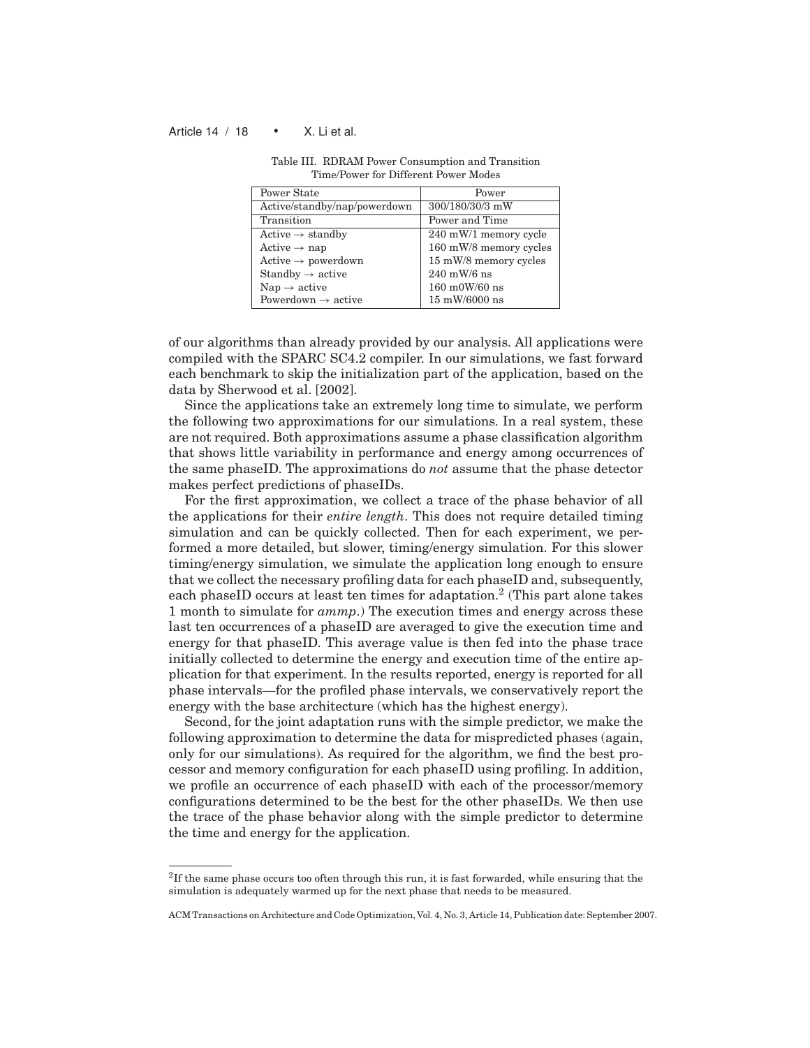Table III. RDRAM Power Consumption and Transition Time/Power for Different Power Modes

| Power State | Power |
|---|---|
| Active/standby/nap/powerdown | 300/180/30/3 mW |
| Transition | Power and Time |
| Active → standby | 240 mW/1 memory cycle |
| Active → nap | 160 mW/8 memory cycles |
| Active → powerdown | 15 mW/8 memory cycles |
| Standby → active | 240 mW/6 ns |
| Nap → active | 160 m0W/60 ns |
| Powerdown → active | 15 mW/6000 ns |

of our algorithms than already provided by our analysis. All applications were compiled with the SPARC SC4.2 compiler. In our simulations, we fast forward each benchmark to skip the initialization part of the application, based on the data by Sherwood et al. [2002].

Since the applications take an extremely long time to simulate, we perform the following two approximations for our simulations. In a real system, these are not required. Both approximations assume a phase classification algorithm that shows little variability in performance and energy among occurrences of the same phaseID. The approximations do *not* assume that the phase detector makes perfect predictions of phaseIDs.

For the first approximation, we collect a trace of the phase behavior of all the applications for their *entire length*. This does not require detailed timing simulation and can be quickly collected. Then for each experiment, we performed a more detailed, but slower, timing/energy simulation. For this slower timing/energy simulation, we simulate the application long enough to ensure that we collect the necessary profiling data for each phaseID and, subsequently, each phaseID occurs at least ten times for adaptation.[2] (This part alone takes 1 month to simulate for *ammp*.) The execution times and energy across these last ten occurrences of a phaseID are averaged to give the execution time and energy for that phaseID. This average value is then fed into the phase trace initially collected to determine the energy and execution time of the entire application for that experiment. In the results reported, energy is reported for all phase intervals—for the profiled phase intervals, we conservatively report the energy with the base architecture (which has the highest energy).

Second, for the joint adaptation runs with the simple predictor, we make the following approximation to determine the data for mispredicted phases (again, only for our simulations). As required for the algorithm, we find the best processor and memory configuration for each phaseID using profiling. In addition, we profile an occurrence of each phaseID with each of the processor/memory configurations determined to be the best for the other phaseIDs. We then use the trace of the phase behavior along with the simple predictor to determine the time and energy for the application.

[2] If the same phase occurs too often through this run, it is fast forwarded, while ensuring that the simulation is adequately warmed up for the next phase that needs to be measured.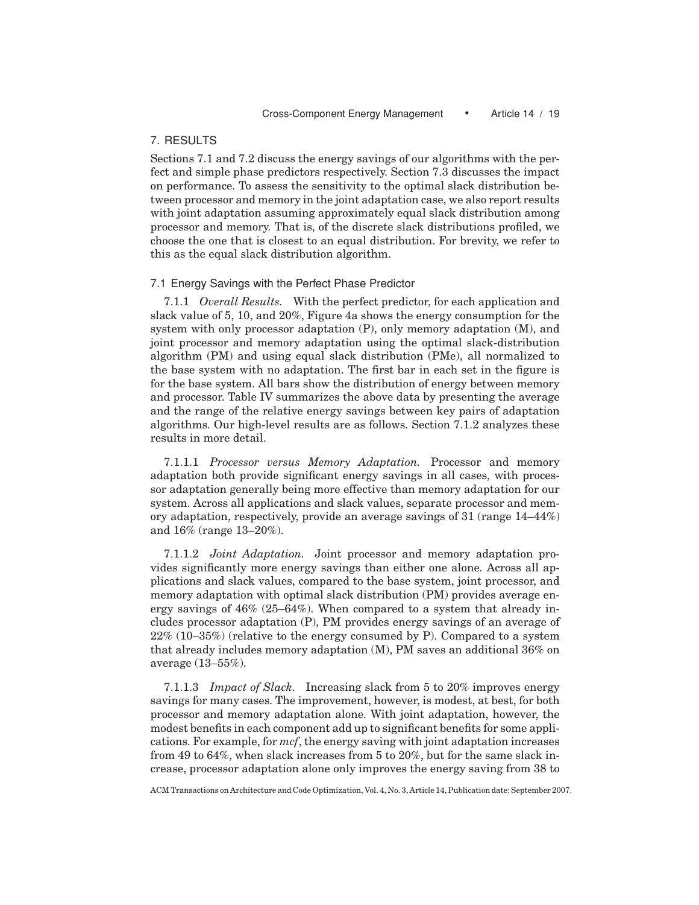## 7. RESULTS

Sections 7.1 and 7.2 discuss the energy savings of our algorithms with the perfect and simple phase predictors respectively. Section 7.3 discusses the impact on performance. To assess the sensitivity to the optimal slack distribution between processor and memory in the joint adaptation case, we also report results with joint adaptation assuming approximately equal slack distribution among processor and memory. That is, of the discrete slack distributions profiled, we choose the one that is closest to an equal distribution. For brevity, we refer to this as the equal slack distribution algorithm.

### 7.1 Energy Savings with the Perfect Phase Predictor

7.1.1 *Overall Results.* With the perfect predictor, for each application and slack value of 5, 10, and 20%, Figure 4a shows the energy consumption for the system with only processor adaptation (P), only memory adaptation (M), and joint processor and memory adaptation using the optimal slack-distribution algorithm (PM) and using equal slack distribution (PMe), all normalized to the base system with no adaptation. The first bar in each set in the figure is for the base system. All bars show the distribution of energy between memory and processor. Table IV summarizes the above data by presenting the average and the range of the relative energy savings between key pairs of adaptation algorithms. Our high-level results are as follows. Section 7.1.2 analyzes these results in more detail.

7.1.1.1 *Processor versus Memory Adaptation.* Processor and memory adaptation both provide significant energy savings in all cases, with processor adaptation generally being more effective than memory adaptation for our system. Across all applications and slack values, separate processor and memory adaptation, respectively, provide an average savings of 31 (range 14–44%) and 16% (range 13–20%).

7.1.1.2 *Joint Adaptation.* Joint processor and memory adaptation provides significantly more energy savings than either one alone. Across all applications and slack values, compared to the base system, joint processor, and memory adaptation with optimal slack distribution (PM) provides average energy savings of 46% (25–64%). When compared to a system that already includes processor adaptation (P), PM provides energy savings of an average of 22% (10–35%) (relative to the energy consumed by P). Compared to a system that already includes memory adaptation (M), PM saves an additional 36% on average (13–55%).

7.1.1.3 *Impact of Slack.* Increasing slack from 5 to 20% improves energy savings for many cases. The improvement, however, is modest, at best, for both processor and memory adaptation alone. With joint adaptation, however, the modest benefits in each component add up to significant benefits for some applications. For example, for *mcf*, the energy saving with joint adaptation increases from 49 to 64%, when slack increases from 5 to 20%, but for the same slack increase, processor adaptation alone only improves the energy saving from 38 to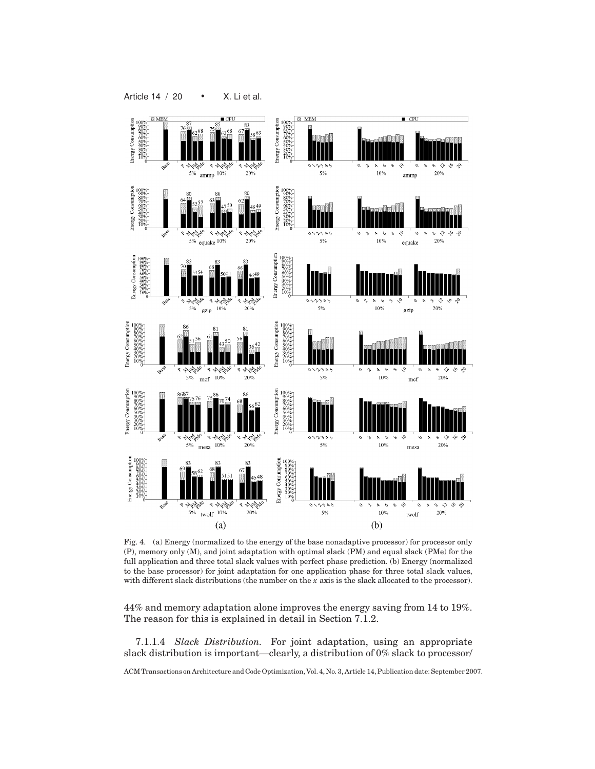Fig. 4. (a) Energy (normalized to the energy of the base nonadaptive processor) for processor only (P), memory only (M), and joint adaptation with optimal slack (PM) and equal slack (PMe) for the full application and three total slack values with perfect phase prediction. (b) Energy (normalized to the base processor) for joint adaptation for one application phase for three total slack values, with different slack distributions (the number on the $x$ axis is the slack allocated to the processor).

44% and memory adaptation alone improves the energy saving from 14 to 19%. The reason for this is explained in detail in Section 7.1.2.

7.1.1.4 *Slack Distribution.* For joint adaptation, using an appropriate slack distribution is important—clearly, a distribution of 0% slack to processor/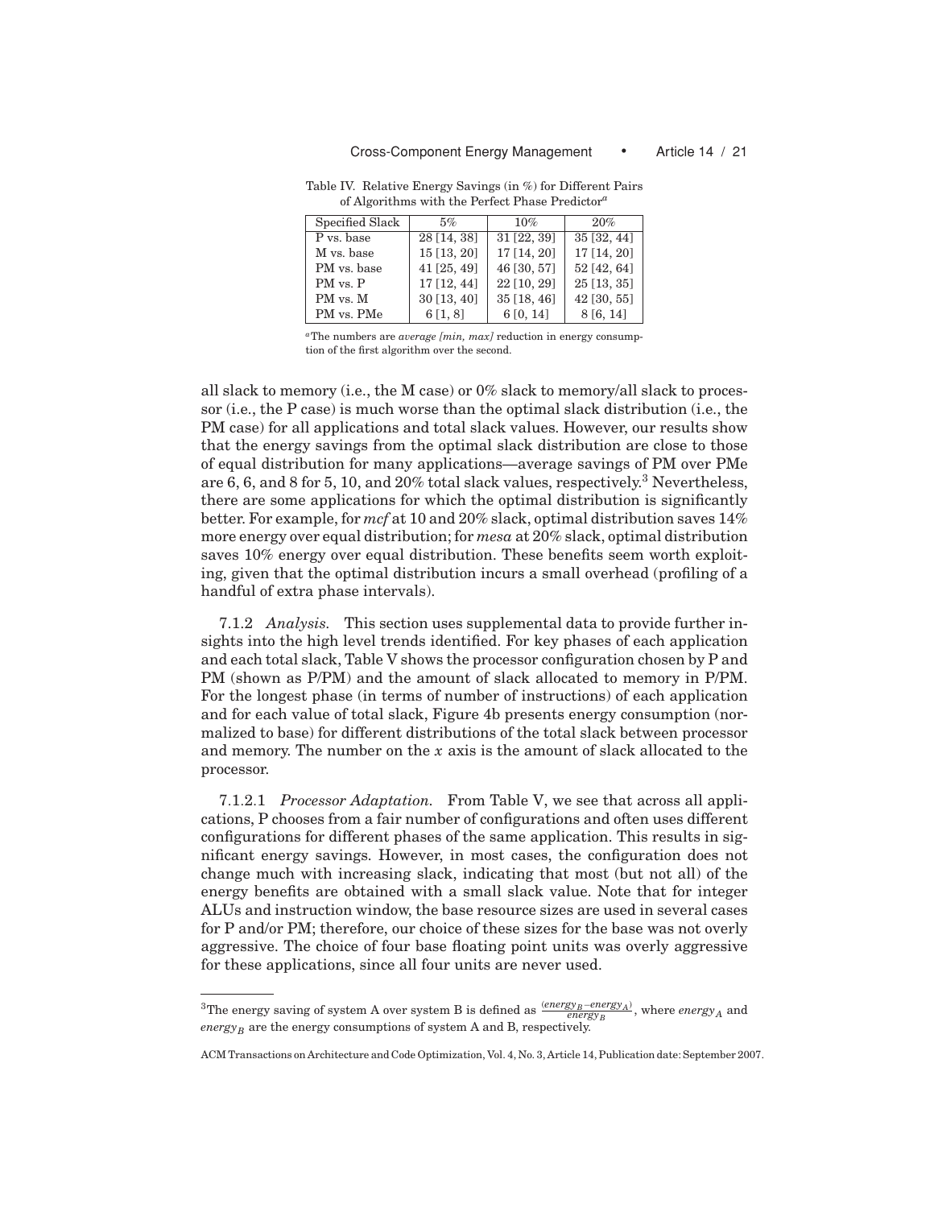Table IV. Relative Energy Savings (in %) for Different Pairs of Algorithms with the Perfect Phase Predictor[a]

| Specified Slack | 5% | 10% | 20% |
|---|---|---|---|
| P vs. base | 28 [14, 38] | 31 [22, 39] | 35 [32, 44] |
| M vs. base | 15 [13, 20] | 17 [14, 20] | 17 [14, 20] |
| PM vs. base | 41 [25, 49] | 46 [30, 57] | 52 [42, 64] |
| PM vs. P | 17 [12, 44] | 22 [10, 29] | 25 [13, 35] |
| PM vs. M | 30 [13, 40] | 35 [18, 46] | 42 [30, 55] |
| PM vs. PMe | 6 [1, 8] | 6 [0, 14] | 8 [6, 14] |

[a]The numbers are *average [min, max]* reduction in energy consumption of the first algorithm over the second.

all slack to memory (i.e., the M case) or 0% slack to memory/all slack to processor (i.e., the P case) is much worse than the optimal slack distribution (i.e., the PM case) for all applications and total slack values. However, our results show that the energy savings from the optimal slack distribution are close to those of equal distribution for many applications—average savings of PM over PMe are 6, 6, and 8 for 5, 10, and 20% total slack values, respectively.[3] Nevertheless, there are some applications for which the optimal distribution is significantly better. For example, for *mcf* at 10 and 20% slack, optimal distribution saves 14% more energy over equal distribution; for *mesa* at 20% slack, optimal distribution saves 10% energy over equal distribution. These benefits seem worth exploiting, given that the optimal distribution incurs a small overhead (profiling of a handful of extra phase intervals).

7.1.2 *Analysis.* This section uses supplemental data to provide further insights into the high level trends identified. For key phases of each application and each total slack, Table V shows the processor configuration chosen by P and PM (shown as P/PM) and the amount of slack allocated to memory in P/PM. For the longest phase (in terms of number of instructions) of each application and for each value of total slack, Figure 4b presents energy consumption (normalized to base) for different distributions of the total slack between processor and memory. The number on the $x$ axis is the amount of slack allocated to the processor.

7.1.2.1 *Processor Adaptation.* From Table V, we see that across all applications, P chooses from a fair number of configurations and often uses different configurations for different phases of the same application. This results in significant energy savings. However, in most cases, the configuration does not change much with increasing slack, indicating that most (but not all) of the energy benefits are obtained with a small slack value. Note that for integer ALUs and instruction window, the base resource sizes are used in several cases for P and/or PM; therefore, our choice of these sizes for the base was not overly aggressive. The choice of four base floating point units was overly aggressive for these applications, since all four units are never used.

[3]The energy saving of system A over system B is defined as $\frac{(energy_B - energy_A)}{energy_B}$, where $energy_A$ and $energy_B$ are the energy consumptions of system A and B, respectively.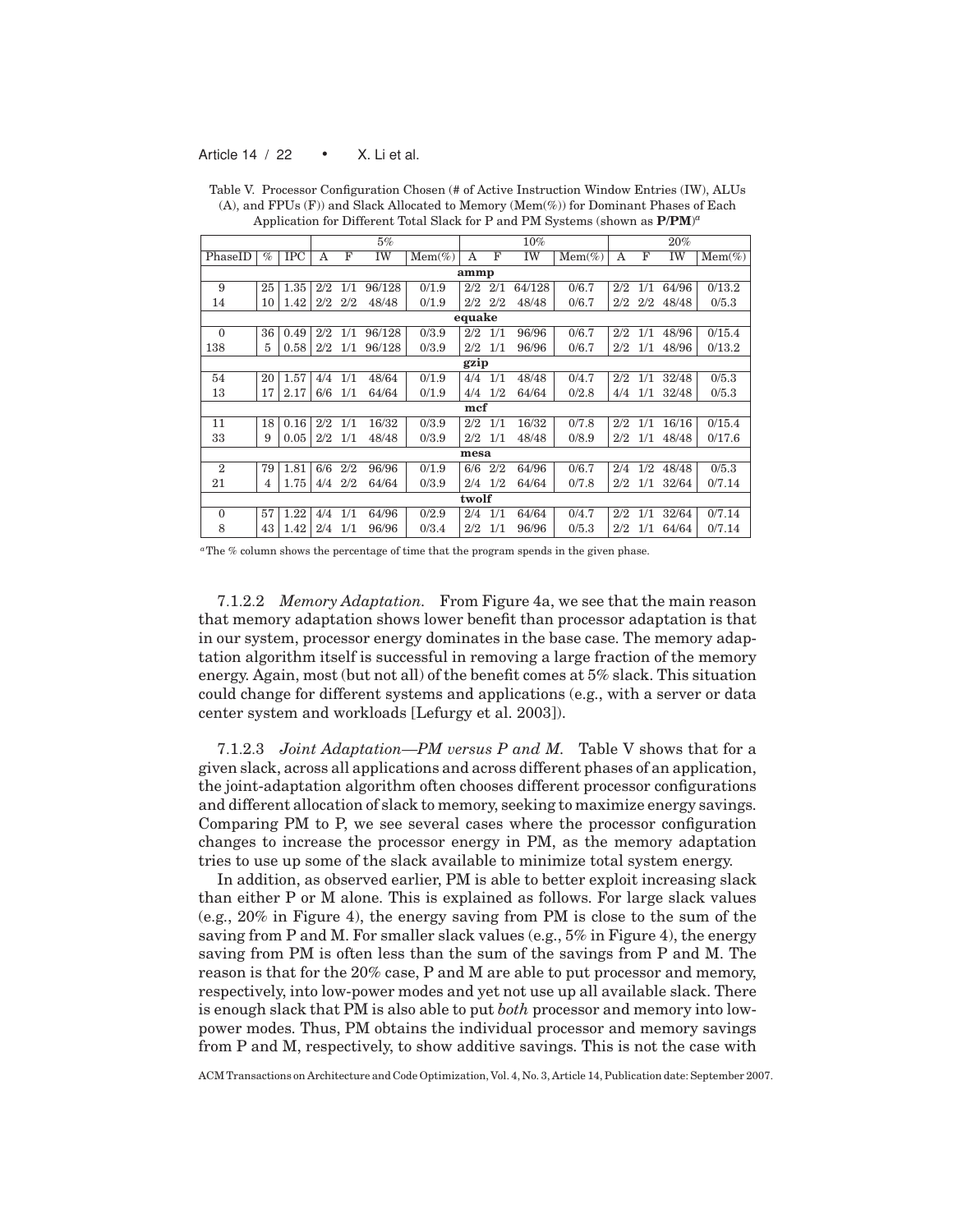Table V. Processor Configuration Chosen (# of Active Instruction Window Entries (IW), ALUs (A), and FPUs (F)) and Slack Allocated to Memory (Mem(%)) for Dominant Phases of Each Application for Different Total Slack for P and PM Systems (shown as **P/PM**)[a]

| | | | 5% | | | | 10% | | | | 20% | | | |
|---|---|---|---|---|---|---|---|---|---|---|---|---|---|---|
| PhaseID | % | IPC | A | F | IW | Mem(%) | A | F | IW | Mem(%) | A | F | IW | Mem(%) |
| **ammp** | | | | | | | | | | | | | | |
| 9 | 25 | 1.35 | 2/2 | 1/1 | 96/128 | 0/1.9 | 2/2 | 2/1 | 64/128 | 0/6.7 | 2/2 | 1/1 | 64/96 | 0/13.2 |
| 14 | 10 | 1.42 | 2/2 | 2/2 | 48/48 | 0/1.9 | 2/2 | 2/2 | 48/48 | 0/6.7 | 2/2 | 2/2 | 48/48 | 0/5.3 |
| **equake** | | | | | | | | | | | | | | |
| 0 | 36 | 0.49 | 2/2 | 1/1 | 96/128 | 0/3.9 | 2/2 | 1/1 | 96/96 | 0/6.7 | 2/2 | 1/1 | 48/96 | 0/15.4 |
| 138 | 5 | 0.58 | 2/2 | 1/1 | 96/128 | 0/3.9 | 2/2 | 1/1 | 96/96 | 0/6.7 | 2/2 | 1/1 | 48/96 | 0/13.2 |
| **gzip** | | | | | | | | | | | | | | |
| 54 | 20 | 1.57 | 4/4 | 1/1 | 48/64 | 0/1.9 | 4/4 | 1/1 | 48/48 | 0/4.7 | 2/2 | 1/1 | 32/48 | 0/5.3 |
| 13 | 17 | 2.17 | 6/6 | 1/1 | 64/64 | 0/1.9 | 4/4 | 1/2 | 64/64 | 0/2.8 | 4/4 | 1/1 | 32/48 | 0/5.3 |
| **mcf** | | | | | | | | | | | | | | |
| 11 | 18 | 0.16 | 2/2 | 1/1 | 16/32 | 0/3.9 | 2/2 | 1/1 | 16/32 | 0/7.8 | 2/2 | 1/1 | 16/16 | 0/15.4 |
| 33 | 9 | 0.05 | 2/2 | 1/1 | 48/48 | 0/3.9 | 2/2 | 1/1 | 48/48 | 0/8.9 | 2/2 | 1/1 | 48/48 | 0/17.6 |
| **mesa** | | | | | | | | | | | | | | |
| 2 | 79 | 1.81 | 6/6 | 2/2 | 96/96 | 0/1.9 | 6/6 | 2/2 | 64/96 | 0/6.7 | 2/4 | 1/2 | 48/48 | 0/5.3 |
| 21 | 4 | 1.75 | 4/4 | 2/2 | 64/64 | 0/3.9 | 2/4 | 1/2 | 64/64 | 0/7.8 | 2/2 | 1/1 | 32/64 | 0/7.14 |
| **twolf** | | | | | | | | | | | | | | |
| 0 | 57 | 1.22 | 4/4 | 1/1 | 64/96 | 0/2.9 | 2/4 | 1/1 | 64/64 | 0/4.7 | 2/2 | 1/1 | 32/64 | 0/7.14 |
| 8 | 43 | 1.42 | 2/4 | 1/1 | 96/96 | 0/3.4 | 2/2 | 1/1 | 96/96 | 0/5.3 | 2/2 | 1/1 | 64/64 | 0/7.14 |

[a]The % column shows the percentage of time that the program spends in the given phase.

7.1.2.2 *Memory Adaptation.* From Figure 4a, we see that the main reason that memory adaptation shows lower benefit than processor adaptation is that in our system, processor energy dominates in the base case. The memory adaptation algorithm itself is successful in removing a large fraction of the memory energy. Again, most (but not all) of the benefit comes at 5% slack. This situation could change for different systems and applications (e.g., with a server or data center system and workloads [Lefurgy et al. 2003]).

7.1.2.3 *Joint Adaptation—PM versus P and M.* Table V shows that for a given slack, across all applications and across different phases of an application, the joint-adaptation algorithm often chooses different processor configurations and different allocation of slack to memory, seeking to maximize energy savings. Comparing PM to P, we see several cases where the processor configuration changes to increase the processor energy in PM, as the memory adaptation tries to use up some of the slack available to minimize total system energy.

In addition, as observed earlier, PM is able to better exploit increasing slack than either P or M alone. This is explained as follows. For large slack values (e.g., 20% in Figure 4), the energy saving from PM is close to the sum of the saving from P and M. For smaller slack values (e.g., 5% in Figure 4), the energy saving from PM is often less than the sum of the savings from P and M. The reason is that for the 20% case, P and M are able to put processor and memory, respectively, into low-power modes and yet not use up all available slack. There is enough slack that PM is also able to put *both* processor and memory into low-power modes. Thus, PM obtains the individual processor and memory savings from P and M, respectively, to show additive savings. This is not the case with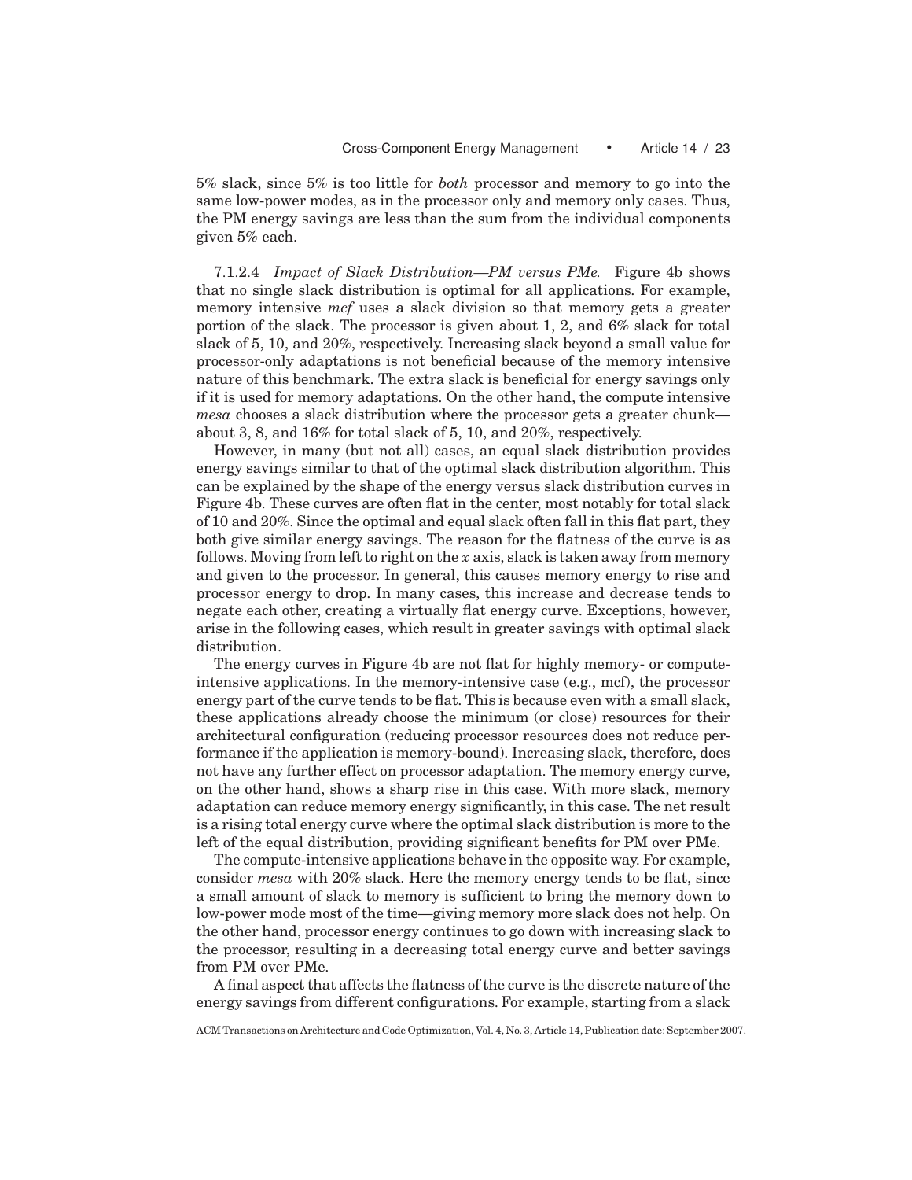5% slack, since 5% is too little for *both* processor and memory to go into the same low-power modes, as in the processor only and memory only cases. Thus, the PM energy savings are less than the sum from the individual components given 5% each.

7.1.2.4 *Impact of Slack Distribution—PM versus PMe.* Figure 4b shows that no single slack distribution is optimal for all applications. For example, memory intensive *mcf* uses a slack division so that memory gets a greater portion of the slack. The processor is given about 1, 2, and 6% slack for total slack of 5, 10, and 20%, respectively. Increasing slack beyond a small value for processor-only adaptations is not beneficial because of the memory intensive nature of this benchmark. The extra slack is beneficial for energy savings only if it is used for memory adaptations. On the other hand, the compute intensive *mesa* chooses a slack distribution where the processor gets a greater chunk—about 3, 8, and 16% for total slack of 5, 10, and 20%, respectively.

However, in many (but not all) cases, an equal slack distribution provides energy savings similar to that of the optimal slack distribution algorithm. This can be explained by the shape of the energy versus slack distribution curves in Figure 4b. These curves are often flat in the center, most notably for total slack of 10 and 20%. Since the optimal and equal slack often fall in this flat part, they both give similar energy savings. The reason for the flatness of the curve is as follows. Moving from left to right on the $x$ axis, slack is taken away from memory and given to the processor. In general, this causes memory energy to rise and processor energy to drop. In many cases, this increase and decrease tends to negate each other, creating a virtually flat energy curve. Exceptions, however, arise in the following cases, which result in greater savings with optimal slack distribution.

The energy curves in Figure 4b are not flat for highly memory- or compute-intensive applications. In the memory-intensive case (e.g., mcf), the processor energy part of the curve tends to be flat. This is because even with a small slack, these applications already choose the minimum (or close) resources for their architectural configuration (reducing processor resources does not reduce performance if the application is memory-bound). Increasing slack, therefore, does not have any further effect on processor adaptation. The memory energy curve, on the other hand, shows a sharp rise in this case. With more slack, memory adaptation can reduce memory energy significantly, in this case. The net result is a rising total energy curve where the optimal slack distribution is more to the left of the equal distribution, providing significant benefits for PM over PMe.

The compute-intensive applications behave in the opposite way. For example, consider *mesa* with 20% slack. Here the memory energy tends to be flat, since a small amount of slack to memory is sufficient to bring the memory down to low-power mode most of the time—giving memory more slack does not help. On the other hand, processor energy continues to go down with increasing slack to the processor, resulting in a decreasing total energy curve and better savings from PM over PMe.

A final aspect that affects the flatness of the curve is the discrete nature of the energy savings from different configurations. For example, starting from a slack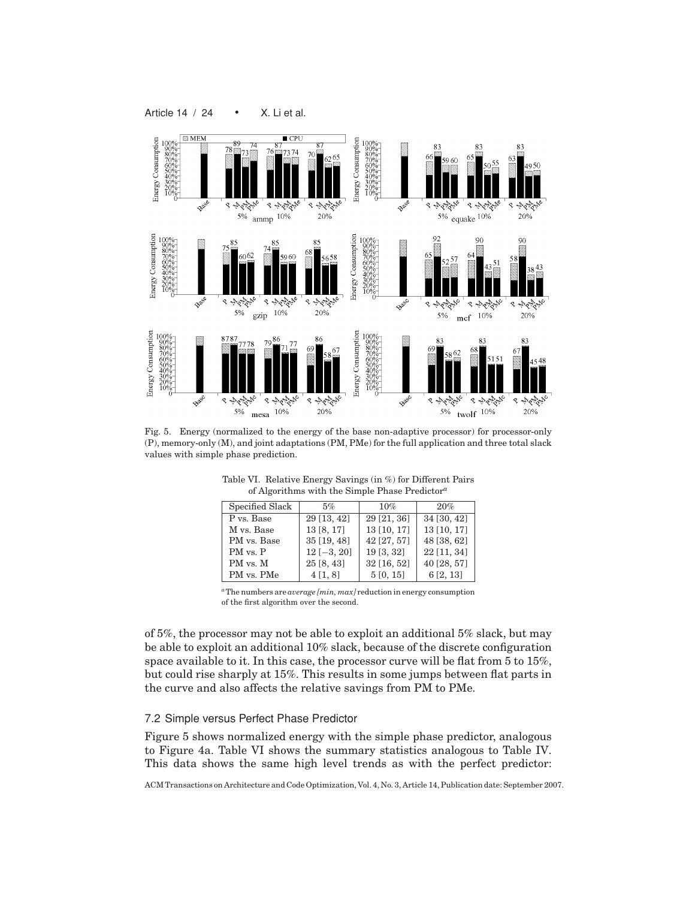Fig. 5. Energy (normalized to the energy of the base non-adaptive processor) for processor-only (P), memory-only (M), and joint adaptations (PM, PMe) for the full application and three total slack values with simple phase prediction.

Table VI. Relative Energy Savings (in %) for Different Pairs of Algorithms with the Simple Phase Predictor[a]

| Specified Slack | 5% | 10% | 20% |
|---|---|---|---|
| P vs. Base | 29 [13, 42] | 29 [21, 36] | 34 [30, 42] |
| M vs. Base | 13 [8, 17] | 13 [10, 17] | 13 [10, 17] |
| PM vs. Base | 35 [19, 48] | 42 [27, 57] | 48 [38, 62] |
| PM vs. P | 12 [−3, 20] | 19 [3, 32] | 22 [11, 34] |
| PM vs. M | 25 [8, 43] | 32 [16, 52] | 40 [28, 57] |
| PM vs. PMe | 4 [1, 8] | 5 [0, 15] | 6 [2, 13] |

[a] The numbers are *average [min, max]* reduction in energy consumption of the first algorithm over the second.

of 5%, the processor may not be able to exploit an additional 5% slack, but may be able to exploit an additional 10% slack, because of the discrete configuration space available to it. In this case, the processor curve will be flat from 5 to 15%, but could rise sharply at 15%. This results in some jumps between flat parts in the curve and also affects the relative savings from PM to PMe.

### 7.2 Simple versus Perfect Phase Predictor

Figure 5 shows normalized energy with the simple phase predictor, analogous to Figure 4a. Table VI shows the summary statistics analogous to Table IV. This data shows the same high level trends as with the perfect predictor: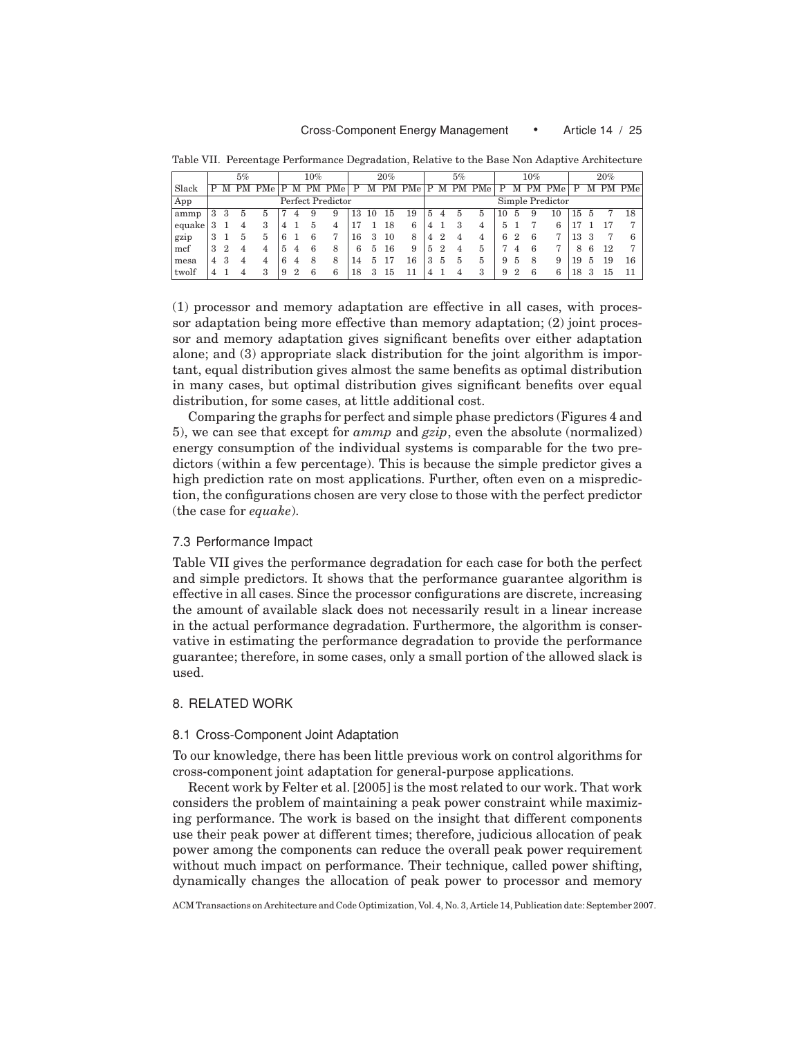Table VII. Percentage Performance Degradation, Relative to the Base Non Adaptive Architecture

| | 5% | | | | 10% | | | | 20% | | | | 5% | | | | 10% | | | | 20% | | | |
|---|---|---|---|---|---|---|---|---|---|---|---|---|---|---|---|---|---|---|---|---|---|---|---|---|
| Slack | P | M | PM | PMe | P | M | PM | PMe | P | M | PM | PMe | P | M | PM | PMe | P | M | PM | PMe | P | M | PM | PMe |
| App | Perfect Predictor | | | | | | | | | | | | Simple Predictor | | | | | | | | | | | |
| ammp | 3 | 3 | 5 | 5 | 7 | 4 | 9 | 9 | 13 | 10 | 15 | 19 | 5 | 4 | 5 | 5 | 10 | 5 | 9 | 10 | 15 | 5 | 7 | 18 |
| equake | 3 | 1 | 4 | 3 | 4 | 1 | 5 | 4 | 17 | 1 | 18 | 6 | 4 | 1 | 3 | 4 | 5 | 1 | 7 | 6 | 17 | 1 | 17 | 7 |
| gzip | 3 | 1 | 5 | 5 | 6 | 1 | 6 | 7 | 16 | 3 | 10 | 8 | 4 | 2 | 4 | 4 | 6 | 2 | 6 | 7 | 13 | 3 | 7 | 6 |
| mcf | 3 | 2 | 4 | 4 | 5 | 4 | 6 | 8 | 6 | 5 | 16 | 9 | 5 | 2 | 4 | 5 | 7 | 4 | 6 | 7 | 8 | 6 | 12 | 7 |
| mesa | 4 | 3 | 4 | 4 | 6 | 4 | 8 | 8 | 14 | 5 | 17 | 16 | 3 | 5 | 5 | 5 | 9 | 5 | 8 | 9 | 19 | 5 | 19 | 16 |
| twolf | 4 | 1 | 4 | 3 | 9 | 2 | 6 | 6 | 18 | 3 | 15 | 11 | 4 | 1 | 4 | 3 | 9 | 2 | 6 | 6 | 18 | 3 | 15 | 11 |

(1) processor and memory adaptation are effective in all cases, with processor adaptation being more effective than memory adaptation; (2) joint processor and memory adaptation gives significant benefits over either adaptation alone; and (3) appropriate slack distribution for the joint algorithm is important, equal distribution gives almost the same benefits as optimal distribution in many cases, but optimal distribution gives significant benefits over equal distribution, for some cases, at little additional cost.

Comparing the graphs for perfect and simple phase predictors (Figures 4 and 5), we can see that except for *ammp* and *gzip*, even the absolute (normalized) energy consumption of the individual systems is comparable for the two predictors (within a few percentage). This is because the simple predictor gives a high prediction rate on most applications. Further, often even on a misprediction, the configurations chosen are very close to those with the perfect predictor (the case for *equake*).

### 7.3 Performance Impact

Table VII gives the performance degradation for each case for both the perfect and simple predictors. It shows that the performance guarantee algorithm is effective in all cases. Since the processor configurations are discrete, increasing the amount of available slack does not necessarily result in a linear increase in the actual performance degradation. Furthermore, the algorithm is conservative in estimating the performance degradation to provide the performance guarantee; therefore, in some cases, only a small portion of the allowed slack is used.

## 8. RELATED WORK

### 8.1 Cross-Component Joint Adaptation

To our knowledge, there has been little previous work on control algorithms for cross-component joint adaptation for general-purpose applications.

Recent work by Felter et al. [2005] is the most related to our work. That work considers the problem of maintaining a peak power constraint while maximizing performance. The work is based on the insight that different components use their peak power at different times; therefore, judicious allocation of peak power among the components can reduce the overall peak power requirement without much impact on performance. Their technique, called power shifting, dynamically changes the allocation of peak power to processor and memory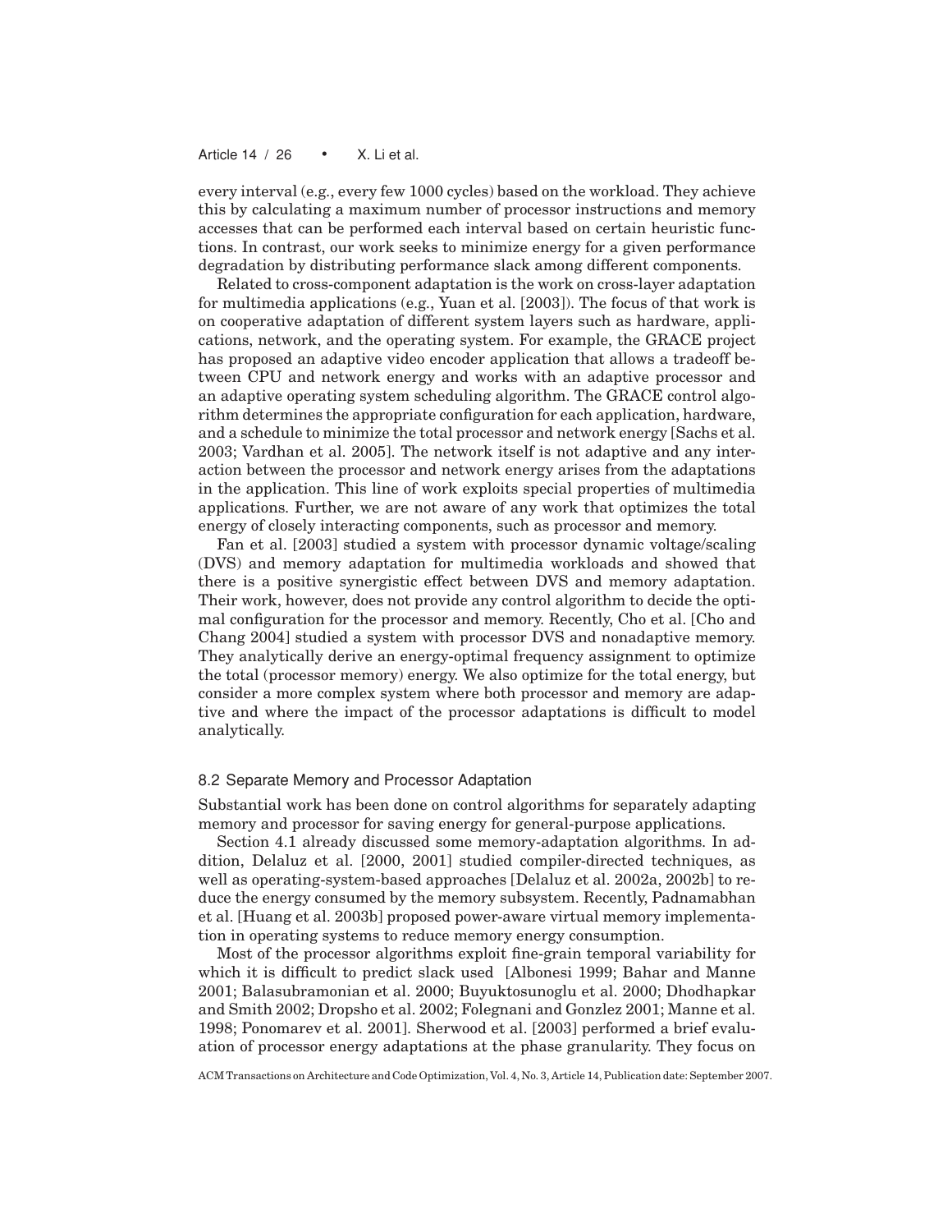every interval (e.g., every few 1000 cycles) based on the workload. They achieve this by calculating a maximum number of processor instructions and memory accesses that can be performed each interval based on certain heuristic functions. In contrast, our work seeks to minimize energy for a given performance degradation by distributing performance slack among different components.

Related to cross-component adaptation is the work on cross-layer adaptation for multimedia applications (e.g., Yuan et al. [2003]). The focus of that work is on cooperative adaptation of different system layers such as hardware, applications, network, and the operating system. For example, the GRACE project has proposed an adaptive video encoder application that allows a tradeoff between CPU and network energy and works with an adaptive processor and an adaptive operating system scheduling algorithm. The GRACE control algorithm determines the appropriate configuration for each application, hardware, and a schedule to minimize the total processor and network energy [Sachs et al. 2003; Vardhan et al. 2005]. The network itself is not adaptive and any interaction between the processor and network energy arises from the adaptations in the application. This line of work exploits special properties of multimedia applications. Further, we are not aware of any work that optimizes the total energy of closely interacting components, such as processor and memory.

Fan et al. [2003] studied a system with processor dynamic voltage/scaling (DVS) and memory adaptation for multimedia workloads and showed that there is a positive synergistic effect between DVS and memory adaptation. Their work, however, does not provide any control algorithm to decide the optimal configuration for the processor and memory. Recently, Cho et al. [Cho and Chang 2004] studied a system with processor DVS and nonadaptive memory. They analytically derive an energy-optimal frequency assignment to optimize the total (processor memory) energy. We also optimize for the total energy, but consider a more complex system where both processor and memory are adaptive and where the impact of the processor adaptations is difficult to model analytically.

## 8.2 Separate Memory and Processor Adaptation

Substantial work has been done on control algorithms for separately adapting memory and processor for saving energy for general-purpose applications.

Section 4.1 already discussed some memory-adaptation algorithms. In addition, Delaluz et al. [2000, 2001] studied compiler-directed techniques, as well as operating-system-based approaches [Delaluz et al. 2002a, 2002b] to reduce the energy consumed by the memory subsystem. Recently, Padnamabhan et al. [Huang et al. 2003b] proposed power-aware virtual memory implementation in operating systems to reduce memory energy consumption.

Most of the processor algorithms exploit fine-grain temporal variability for which it is difficult to predict slack used [Albonesi 1999; Bahar and Manne 2001; Balasubramonian et al. 2000; Buyuktosunoglu et al. 2000; Dhodhapkar and Smith 2002; Dropsho et al. 2002; Folegnani and Gonzlez 2001; Manne et al. 1998; Ponomarev et al. 2001]. Sherwood et al. [2003] performed a brief evaluation of processor energy adaptations at the phase granularity. They focus on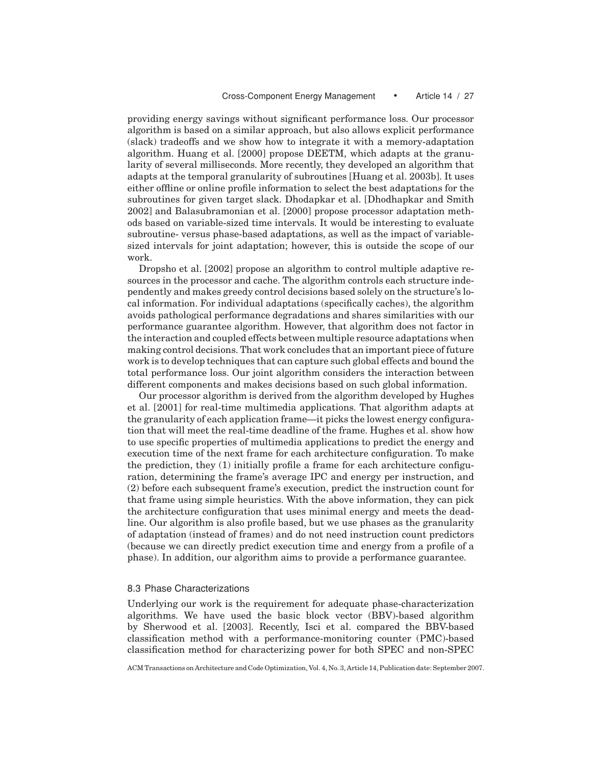providing energy savings without significant performance loss. Our processor algorithm is based on a similar approach, but also allows explicit performance (slack) tradeoffs and we show how to integrate it with a memory-adaptation algorithm. Huang et al. [2000] propose DEETM, which adapts at the granularity of several milliseconds. More recently, they developed an algorithm that adapts at the temporal granularity of subroutines [Huang et al. 2003b]. It uses either offline or online profile information to select the best adaptations for the subroutines for given target slack. Dhodapkar et al. [Dhodhapkar and Smith 2002] and Balasubramonian et al. [2000] propose processor adaptation methods based on variable-sized time intervals. It would be interesting to evaluate subroutine- versus phase-based adaptations, as well as the impact of variable-sized intervals for joint adaptation; however, this is outside the scope of our work.

Dropsho et al. [2002] propose an algorithm to control multiple adaptive resources in the processor and cache. The algorithm controls each structure independently and makes greedy control decisions based solely on the structure's local information. For individual adaptations (specifically caches), the algorithm avoids pathological performance degradations and shares similarities with our performance guarantee algorithm. However, that algorithm does not factor in the interaction and coupled effects between multiple resource adaptations when making control decisions. That work concludes that an important piece of future work is to develop techniques that can capture such global effects and bound the total performance loss. Our joint algorithm considers the interaction between different components and makes decisions based on such global information.

Our processor algorithm is derived from the algorithm developed by Hughes et al. [2001] for real-time multimedia applications. That algorithm adapts at the granularity of each application frame—it picks the lowest energy configuration that will meet the real-time deadline of the frame. Hughes et al. show how to use specific properties of multimedia applications to predict the energy and execution time of the next frame for each architecture configuration. To make the prediction, they (1) initially profile a frame for each architecture configuration, determining the frame's average IPC and energy per instruction, and (2) before each subsequent frame's execution, predict the instruction count for that frame using simple heuristics. With the above information, they can pick the architecture configuration that uses minimal energy and meets the deadline. Our algorithm is also profile based, but we use phases as the granularity of adaptation (instead of frames) and do not need instruction count predictors (because we can directly predict execution time and energy from a profile of a phase). In addition, our algorithm aims to provide a performance guarantee.

### 8.3 Phase Characterizations

Underlying our work is the requirement for adequate phase-characterization algorithms. We have used the basic block vector (BBV)-based algorithm by Sherwood et al. [2003]. Recently, Isci et al. compared the BBV-based classification method with a performance-monitoring counter (PMC)-based classification method for characterizing power for both SPEC and non-SPEC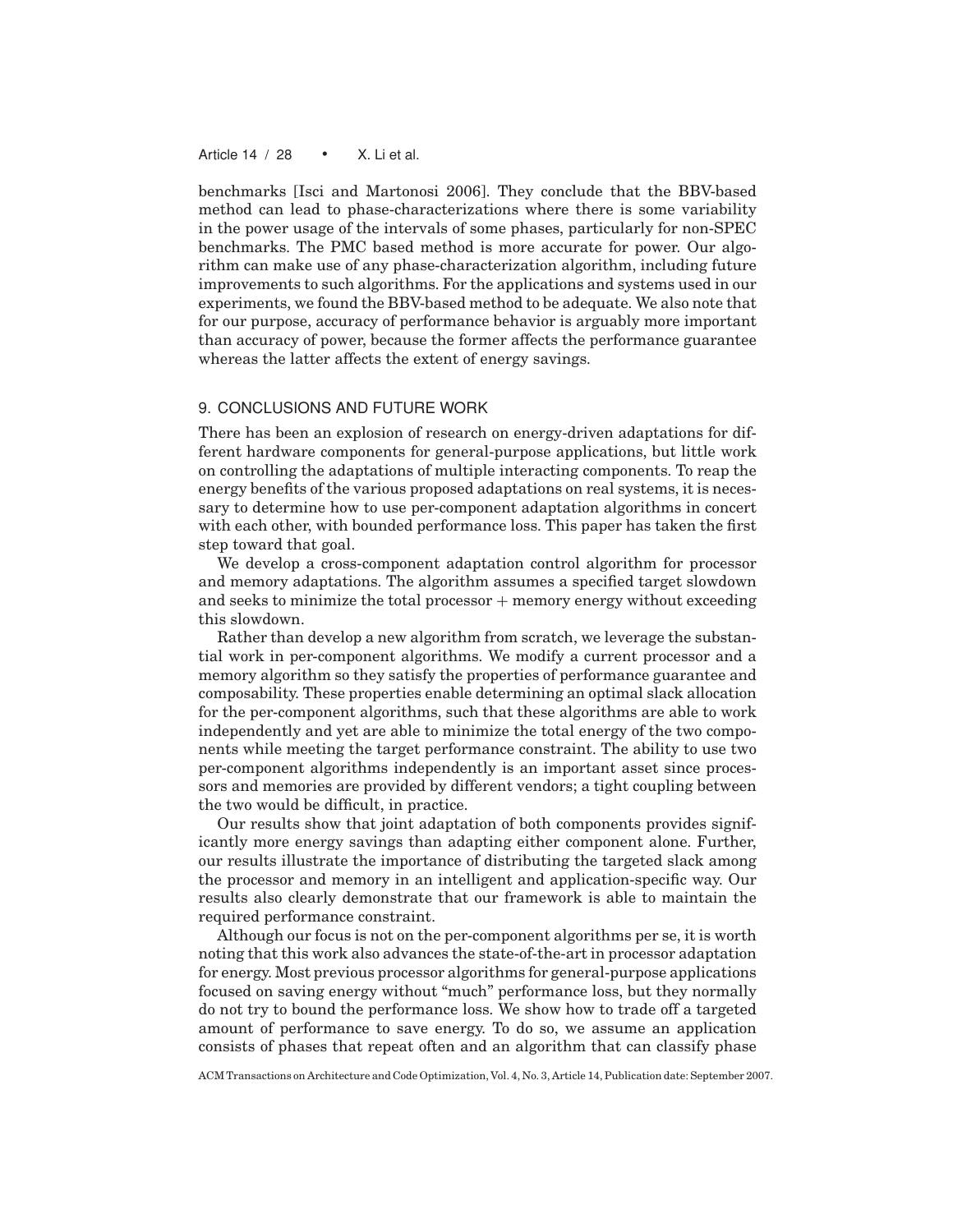benchmarks [Isci and Martonosi 2006]. They conclude that the BBV-based method can lead to phase-characterizations where there is some variability in the power usage of the intervals of some phases, particularly for non-SPEC benchmarks. The PMC based method is more accurate for power. Our algorithm can make use of any phase-characterization algorithm, including future improvements to such algorithms. For the applications and systems used in our experiments, we found the BBV-based method to be adequate. We also note that for our purpose, accuracy of performance behavior is arguably more important than accuracy of power, because the former affects the performance guarantee whereas the latter affects the extent of energy savings.

## 9. CONCLUSIONS AND FUTURE WORK

There has been an explosion of research on energy-driven adaptations for different hardware components for general-purpose applications, but little work on controlling the adaptations of multiple interacting components. To reap the energy benefits of the various proposed adaptations on real systems, it is necessary to determine how to use per-component adaptation algorithms in concert with each other, with bounded performance loss. This paper has taken the first step toward that goal.

We develop a cross-component adaptation control algorithm for processor and memory adaptations. The algorithm assumes a specified target slowdown and seeks to minimize the total processor + memory energy without exceeding this slowdown.

Rather than develop a new algorithm from scratch, we leverage the substantial work in per-component algorithms. We modify a current processor and a memory algorithm so they satisfy the properties of performance guarantee and composability. These properties enable determining an optimal slack allocation for the per-component algorithms, such that these algorithms are able to work independently and yet are able to minimize the total energy of the two components while meeting the target performance constraint. The ability to use two per-component algorithms independently is an important asset since processors and memories are provided by different vendors; a tight coupling between the two would be difficult, in practice.

Our results show that joint adaptation of both components provides significantly more energy savings than adapting either component alone. Further, our results illustrate the importance of distributing the targeted slack among the processor and memory in an intelligent and application-specific way. Our results also clearly demonstrate that our framework is able to maintain the required performance constraint.

Although our focus is not on the per-component algorithms per se, it is worth noting that this work also advances the state-of-the-art in processor adaptation for energy. Most previous processor algorithms for general-purpose applications focused on saving energy without "much" performance loss, but they normally do not try to bound the performance loss. We show how to trade off a targeted amount of performance to save energy. To do so, we assume an application consists of phases that repeat often and an algorithm that can classify phase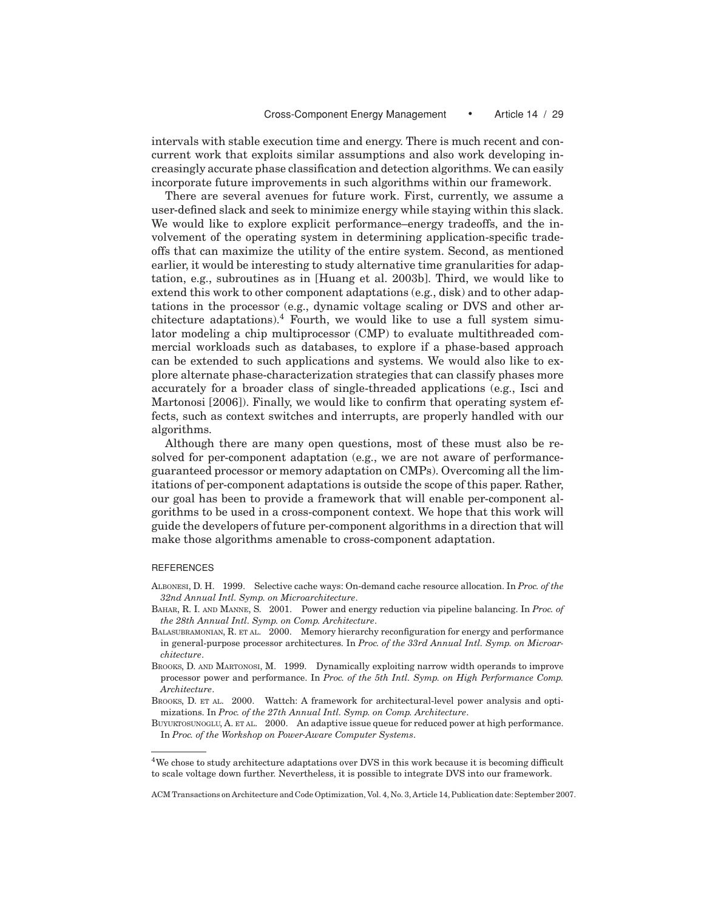intervals with stable execution time and energy. There is much recent and concurrent work that exploits similar assumptions and also work developing increasingly accurate phase classification and detection algorithms. We can easily incorporate future improvements in such algorithms within our framework.

There are several avenues for future work. First, currently, we assume a user-defined slack and seek to minimize energy while staying within this slack. We would like to explore explicit performance–energy tradeoffs, and the involvement of the operating system in determining application-specific tradeoffs that can maximize the utility of the entire system. Second, as mentioned earlier, it would be interesting to study alternative time granularities for adaptation, e.g., subroutines as in [Huang et al. 2003b]. Third, we would like to extend this work to other component adaptations (e.g., disk) and to other adaptations in the processor (e.g., dynamic voltage scaling or DVS and other architecture adaptations).[4] Fourth, we would like to use a full system simulator modeling a chip multiprocessor (CMP) to evaluate multithreaded commercial workloads such as databases, to explore if a phase-based approach can be extended to such applications and systems. We would also like to explore alternate phase-characterization strategies that can classify phases more accurately for a broader class of single-threaded applications (e.g., Isci and Martonosi [2006]). Finally, we would like to confirm that operating system effects, such as context switches and interrupts, are properly handled with our algorithms.

Although there are many open questions, most of these must also be resolved for per-component adaptation (e.g., we are not aware of performance-guaranteed processor or memory adaptation on CMPs). Overcoming all the limitations of per-component adaptations is outside the scope of this paper. Rather, our goal has been to provide a framework that will enable per-component algorithms to be used in a cross-component context. We hope that this work will guide the developers of future per-component algorithms in a direction that will make those algorithms amenable to cross-component adaptation.

## REFERENCES

Albonesi, D. H. 1999. Selective cache ways: On-demand cache resource allocation. In *Proc. of the 32nd Annual Intl. Symp. on Microarchitecture*.

Bahar, R. I. and Manne, S. 2001. Power and energy reduction via pipeline balancing. In *Proc. of the 28th Annual Intl. Symp. on Comp. Architecture*.

Balasubramonian, R. et al. 2000. Memory hierarchy reconfiguration for energy and performance in general-purpose processor architectures. In *Proc. of the 33rd Annual Intl. Symp. on Microarchitecture*.

Brooks, D. and Martonosi, M. 1999. Dynamically exploiting narrow width operands to improve processor power and performance. In *Proc. of the 5th Intl. Symp. on High Performance Comp. Architecture*.

Brooks, D. et al. 2000. Wattch: A framework for architectural-level power analysis and optimizations. In *Proc. of the 27th Annual Intl. Symp. on Comp. Architecture*.

Buyuktosunoglu, A. et al. 2000. An adaptive issue queue for reduced power at high performance. In *Proc. of the Workshop on Power-Aware Computer Systems*.

---

[4] We chose to study architecture adaptations over DVS in this work because it is becoming difficult to scale voltage down further. Nevertheless, it is possible to integrate DVS into our framework.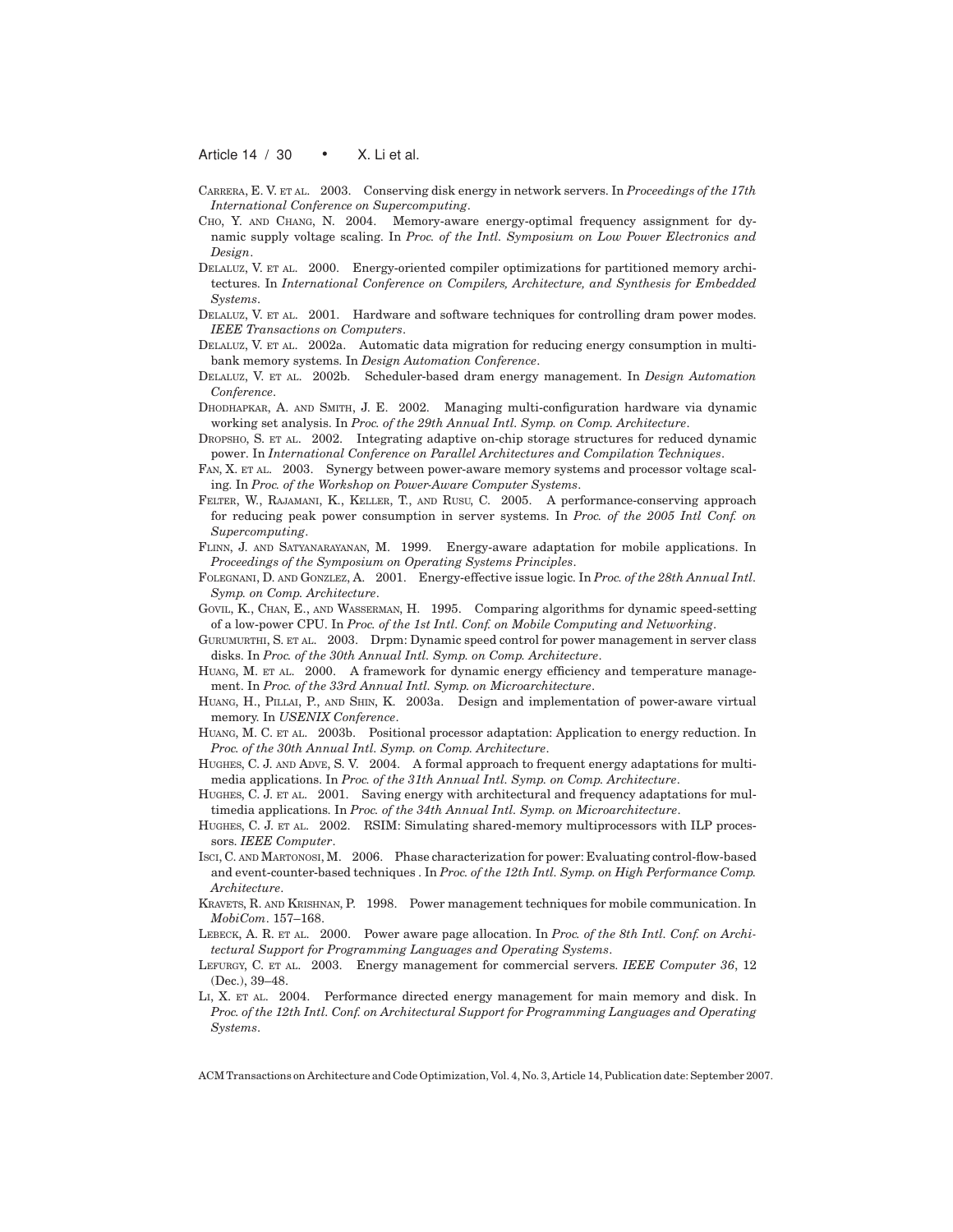Carrera, E. V. et al. 2003. Conserving disk energy in network servers. In *Proceedings of the 17th International Conference on Supercomputing*.

Cho, Y. and Chang, N. 2004. Memory-aware energy-optimal frequency assignment for dynamic supply voltage scaling. In *Proc. of the Intl. Symposium on Low Power Electronics and Design*.

Delaluz, V. et al. 2000. Energy-oriented compiler optimizations for partitioned memory architectures. In *International Conference on Compilers, Architecture, and Synthesis for Embedded Systems*.

Delaluz, V. et al. 2001. Hardware and software techniques for controlling dram power modes. *IEEE Transactions on Computers*.

Delaluz, V. et al. 2002a. Automatic data migration for reducing energy consumption in multi-bank memory systems. In *Design Automation Conference*.

Delaluz, V. et al. 2002b. Scheduler-based dram energy management. In *Design Automation Conference*.

Dhodhapkar, A. and Smith, J. E. 2002. Managing multi-configuration hardware via dynamic working set analysis. In *Proc. of the 29th Annual Intl. Symp. on Comp. Architecture*.

Dropsho, S. et al. 2002. Integrating adaptive on-chip storage structures for reduced dynamic power. In *International Conference on Parallel Architectures and Compilation Techniques*.

Fan, X. et al. 2003. Synergy between power-aware memory systems and processor voltage scaling. In *Proc. of the Workshop on Power-Aware Computer Systems*.

Felter, W., Rajamani, K., Keller, T., and Rusu, C. 2005. A performance-conserving approach for reducing peak power consumption in server systems. In *Proc. of the 2005 Intl Conf. on Supercomputing*.

Flinn, J. and Satyanarayanan, M. 1999. Energy-aware adaptation for mobile applications. In *Proceedings of the Symposium on Operating Systems Principles*.

Folegnani, D. and Gonzlez, A. 2001. Energy-effective issue logic. In *Proc. of the 28th Annual Intl. Symp. on Comp. Architecture*.

Govil, K., Chan, E., and Wasserman, H. 1995. Comparing algorithms for dynamic speed-setting of a low-power CPU. In *Proc. of the 1st Intl. Conf. on Mobile Computing and Networking*.

Gurumurthi, S. et al. 2003. Drpm: Dynamic speed control for power management in server class disks. In *Proc. of the 30th Annual Intl. Symp. on Comp. Architecture*.

Huang, M. et al. 2000. A framework for dynamic energy efficiency and temperature management. In *Proc. of the 33rd Annual Intl. Symp. on Microarchitecture*.

Huang, H., Pillai, P., and Shin, K. 2003a. Design and implementation of power-aware virtual memory. In *USENIX Conference*.

Huang, M. C. et al. 2003b. Positional processor adaptation: Application to energy reduction. In *Proc. of the 30th Annual Intl. Symp. on Comp. Architecture*.

Hughes, C. J. and Adve, S. V. 2004. A formal approach to frequent energy adaptations for multimedia applications. In *Proc. of the 31th Annual Intl. Symp. on Comp. Architecture*.

Hughes, C. J. et al. 2001. Saving energy with architectural and frequency adaptations for multimedia applications. In *Proc. of the 34th Annual Intl. Symp. on Microarchitecture*.

Hughes, C. J. et al. 2002. RSIM: Simulating shared-memory multiprocessors with ILP processors. *IEEE Computer*.

Isci, C. and Martonosi, M. 2006. Phase characterization for power: Evaluating control-flow-based and event-counter-based techniques . In *Proc. of the 12th Intl. Symp. on High Performance Comp. Architecture*.

Kravets, R. and Krishnan, P. 1998. Power management techniques for mobile communication. In *MobiCom*. 157–168.

Lebeck, A. R. et al. 2000. Power aware page allocation. In *Proc. of the 8th Intl. Conf. on Architectural Support for Programming Languages and Operating Systems*.

Lefurgy, C. et al. 2003. Energy management for commercial servers. *IEEE Computer 36*, 12 (Dec.), 39–48.

Li, X. et al. 2004. Performance directed energy management for main memory and disk. In *Proc. of the 12th Intl. Conf. on Architectural Support for Programming Languages and Operating Systems*.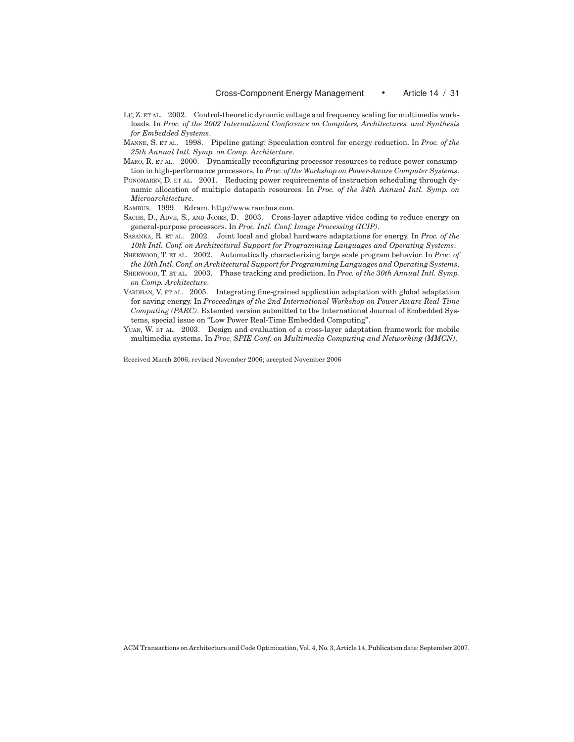LU, Z. ET AL. 2002. Control-theoretic dynamic voltage and frequency scaling for multimedia workloads. In *Proc. of the 2002 International Conference on Compilers, Architectures, and Synthesis for Embedded Systems*.

MANNE, S. ET AL. 1998. Pipeline gating: Speculation control for energy reduction. In *Proc. of the 25th Annual Intl. Symp. on Comp. Architecture*.

MARO, R. ET AL. 2000. Dynamically reconfiguring processor resources to reduce power consumption in high-performance processors. In *Proc. of the Workshop on Power-Aware Computer Systems*.

PONOMAREV, D. ET AL. 2001. Reducing power requirements of instruction scheduling through dynamic allocation of multiple datapath resources. In *Proc. of the 34th Annual Intl. Symp. on Microarchitecture*.

RAMBUS. 1999. Rdram. http://www.rambus.com.

SACHS, D., ADVE, S., AND JONES, D. 2003. Cross-layer adaptive video coding to reduce energy on general-purpose processors. In *Proc. Intl. Conf. Image Processing (ICIP)*.

SASANKA, R. ET AL. 2002. Joint local and global hardware adaptations for energy. In *Proc. of the 10th Intl. Conf. on Architectural Support for Programming Languages and Operating Systems*.

SHERWOOD, T. ET AL. 2002. Automatically characterizing large scale program behavior. In *Proc. of the 10th Intl. Conf. on Architectural Support for Programming Languages and Operating Systems*.

SHERWOOD, T. ET AL. 2003. Phase tracking and prediction. In *Proc. of the 30th Annual Intl. Symp. on Comp. Architecture*.

VARDHAN, V. ET AL. 2005. Integrating fine-grained application adaptation with global adaptation for saving energy. In *Proceedings of the 2nd International Workshop on Power-Aware Real-Time Computing (PARC)*. Extended version submitted to the International Journal of Embedded Systems, special issue on "Low Power Real-Time Embedded Computing".

YUAN, W. ET AL. 2003. Design and evaluation of a cross-layer adaptation framework for mobile multimedia systems. In *Proc. SPIE Conf. on Multimedia Computing and Networking (MMCN)*.

Received March 2006; revised November 2006; accepted November 2006